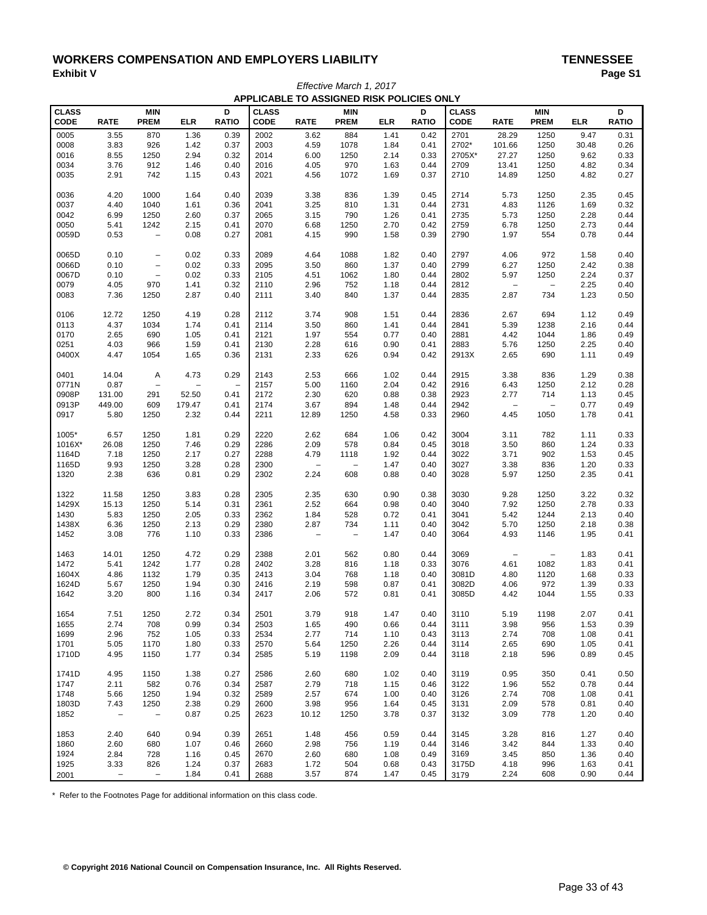# WORKERS COMPENSATION AND EMPLOYERS LIABILITY

**TENNESSEE**

**Exhibit V**

*Effective March 1, 2017*

**APPLICABLE TO ASSIGNED RISK POLICIES ONLY**

| CLASS CODE | RATE | MIN PREM | ELR | D RATIO | CLASS CODE | RATE | MIN PREM | ELR | D RATIO | CLASS CODE | RATE | MIN PREM | ELR | D RATIO |
|---|---|---|---|---|---|---|---|---|---|---|---|---|---|---|
| 0005 | 3.55 | 870 | 1.36 | 0.39 | 2002 | 3.62 | 884 | 1.41 | 0.42 | 2701 | 28.29 | 1250 | 9.47 | 0.31 |
| 0008 | 3.83 | 926 | 1.42 | 0.37 | 2003 | 4.59 | 1078 | 1.84 | 0.41 | 2702* | 101.66 | 1250 | 30.48 | 0.26 |
| 0016 | 8.55 | 1250 | 2.94 | 0.32 | 2014 | 6.00 | 1250 | 2.14 | 0.33 | 2705X* | 27.27 | 1250 | 9.62 | 0.33 |
| 0034 | 3.76 | 912 | 1.46 | 0.40 | 2016 | 4.05 | 970 | 1.63 | 0.44 | 2709 | 13.41 | 1250 | 4.82 | 0.34 |
| 0035 | 2.91 | 742 | 1.15 | 0.43 | 2021 | 4.56 | 1072 | 1.69 | 0.37 | 2710 | 14.89 | 1250 | 4.82 | 0.27 |
| 0036 | 4.20 | 1000 | 1.64 | 0.40 | 2039 | 3.38 | 836 | 1.39 | 0.45 | 2714 | 5.73 | 1250 | 2.35 | 0.45 |
| 0037 | 4.40 | 1040 | 1.61 | 0.36 | 2041 | 3.25 | 810 | 1.31 | 0.44 | 2731 | 4.83 | 1126 | 1.69 | 0.32 |
| 0042 | 6.99 | 1250 | 2.60 | 0.37 | 2065 | 3.15 | 790 | 1.26 | 0.41 | 2735 | 5.73 | 1250 | 2.28 | 0.44 |
| 0050 | 5.41 | 1242 | 2.15 | 0.41 | 2070 | 6.68 | 1250 | 2.70 | 0.42 | 2759 | 6.78 | 1250 | 2.73 | 0.44 |
| 0059D | 0.53 | – | 0.08 | 0.27 | 2081 | 4.15 | 990 | 1.58 | 0.39 | 2790 | 1.97 | 554 | 0.78 | 0.44 |
| 0065D | 0.10 | – | 0.02 | 0.33 | 2089 | 4.64 | 1088 | 1.82 | 0.40 | 2797 | 4.06 | 972 | 1.58 | 0.40 |
| 0066D | 0.10 | – | 0.02 | 0.33 | 2095 | 3.50 | 860 | 1.37 | 0.40 | 2799 | 6.27 | 1250 | 2.42 | 0.38 |
| 0067D | 0.10 | – | 0.02 | 0.33 | 2105 | 4.51 | 1062 | 1.80 | 0.44 | 2802 | 5.97 | 1250 | 2.24 | 0.37 |
| 0079 | 4.05 | 970 | 1.41 | 0.32 | 2110 | 2.96 | 752 | 1.18 | 0.44 | 2812 | – | – | 2.25 | 0.40 |
| 0083 | 7.36 | 1250 | 2.87 | 0.40 | 2111 | 3.40 | 840 | 1.37 | 0.44 | 2835 | 2.87 | 734 | 1.23 | 0.50 |
| 0106 | 12.72 | 1250 | 4.19 | 0.28 | 2112 | 3.74 | 908 | 1.51 | 0.44 | 2836 | 2.67 | 694 | 1.12 | 0.49 |
| 0113 | 4.37 | 1034 | 1.74 | 0.41 | 2114 | 3.50 | 860 | 1.41 | 0.44 | 2841 | 5.39 | 1238 | 2.16 | 0.44 |
| 0170 | 2.65 | 690 | 1.05 | 0.41 | 2121 | 1.97 | 554 | 0.77 | 0.40 | 2881 | 4.42 | 1044 | 1.86 | 0.49 |
| 0251 | 4.03 | 966 | 1.59 | 0.41 | 2130 | 2.28 | 616 | 0.90 | 0.41 | 2883 | 5.76 | 1250 | 2.25 | 0.40 |
| 0400X | 4.47 | 1054 | 1.65 | 0.36 | 2131 | 2.33 | 626 | 0.94 | 0.42 | 2913X | 2.65 | 690 | 1.11 | 0.49 |
| 0401 | 14.04 | A | 4.73 | 0.29 | 2143 | 2.53 | 666 | 1.02 | 0.44 | 2915 | 3.38 | 836 | 1.29 | 0.38 |
| 0771N | 0.87 | – | – | – | 2157 | 5.00 | 1160 | 2.04 | 0.42 | 2916 | 6.43 | 1250 | 2.12 | 0.28 |
| 0908P | 131.00 | 291 | 52.50 | 0.41 | 2172 | 2.30 | 620 | 0.88 | 0.38 | 2923 | 2.77 | 714 | 1.13 | 0.45 |
| 0913P | 449.00 | 609 | 179.47 | 0.41 | 2174 | 3.67 | 894 | 1.48 | 0.44 | 2942 | – | – | 0.77 | 0.49 |
| 0917 | 5.80 | 1250 | 2.32 | 0.44 | 2211 | 12.89 | 1250 | 4.58 | 0.33 | 2960 | 4.45 | 1050 | 1.78 | 0.41 |
| 1005* | 6.57 | 1250 | 1.81 | 0.29 | 2220 | 2.62 | 684 | 1.06 | 0.42 | 3004 | 3.11 | 782 | 1.11 | 0.33 |
| 1016X* | 26.08 | 1250 | 7.46 | 0.29 | 2286 | 2.09 | 578 | 0.84 | 0.45 | 3018 | 3.50 | 860 | 1.24 | 0.33 |
| 1164D | 7.18 | 1250 | 2.17 | 0.27 | 2288 | 4.79 | 1118 | 1.92 | 0.44 | 3022 | 3.71 | 902 | 1.53 | 0.45 |
| 1165D | 9.93 | 1250 | 3.28 | 0.28 | 2300 | – | – | 1.47 | 0.40 | 3027 | 3.38 | 836 | 1.20 | 0.33 |
| 1320 | 2.38 | 636 | 0.81 | 0.29 | 2302 | 2.24 | 608 | 0.88 | 0.40 | 3028 | 5.97 | 1250 | 2.35 | 0.41 |
| 1322 | 11.58 | 1250 | 3.83 | 0.28 | 2305 | 2.35 | 630 | 0.90 | 0.38 | 3030 | 9.28 | 1250 | 3.22 | 0.32 |
| 1429X | 15.13 | 1250 | 5.14 | 0.31 | 2361 | 2.52 | 664 | 0.98 | 0.40 | 3040 | 7.92 | 1250 | 2.78 | 0.33 |
| 1430 | 5.83 | 1250 | 2.05 | 0.33 | 2362 | 1.84 | 528 | 0.72 | 0.41 | 3041 | 5.42 | 1244 | 2.13 | 0.40 |
| 1438X | 6.36 | 1250 | 2.13 | 0.29 | 2380 | 2.87 | 734 | 1.11 | 0.40 | 3042 | 5.70 | 1250 | 2.18 | 0.38 |
| 1452 | 3.08 | 776 | 1.10 | 0.33 | 2386 | – | – | 1.47 | 0.40 | 3064 | 4.93 | 1146 | 1.95 | 0.41 |
| 1463 | 14.01 | 1250 | 4.72 | 0.29 | 2388 | 2.01 | 562 | 0.80 | 0.44 | 3069 | – | – | 1.83 | 0.41 |
| 1472 | 5.41 | 1242 | 1.77 | 0.28 | 2402 | 3.28 | 816 | 1.18 | 0.33 | 3076 | 4.61 | 1082 | 1.83 | 0.41 |
| 1604X | 4.86 | 1132 | 1.79 | 0.35 | 2413 | 3.04 | 768 | 1.18 | 0.40 | 3081D | 4.80 | 1120 | 1.68 | 0.33 |
| 1624D | 5.67 | 1250 | 1.94 | 0.30 | 2416 | 2.19 | 598 | 0.87 | 0.41 | 3082D | 4.06 | 972 | 1.39 | 0.33 |
| 1642 | 3.20 | 800 | 1.16 | 0.34 | 2417 | 2.06 | 572 | 0.81 | 0.41 | 3085D | 4.42 | 1044 | 1.55 | 0.33 |
| 1654 | 7.51 | 1250 | 2.72 | 0.34 | 2501 | 3.79 | 918 | 1.47 | 0.40 | 3110 | 5.19 | 1198 | 2.07 | 0.41 |
| 1655 | 2.74 | 708 | 0.99 | 0.34 | 2503 | 1.65 | 490 | 0.66 | 0.44 | 3111 | 3.98 | 956 | 1.53 | 0.39 |
| 1699 | 2.96 | 752 | 1.05 | 0.33 | 2534 | 2.77 | 714 | 1.10 | 0.43 | 3113 | 2.74 | 708 | 1.08 | 0.41 |
| 1701 | 5.05 | 1170 | 1.80 | 0.33 | 2570 | 5.64 | 1250 | 2.26 | 0.44 | 3114 | 2.65 | 690 | 1.05 | 0.41 |
| 1710D | 4.95 | 1150 | 1.77 | 0.34 | 2585 | 5.19 | 1198 | 2.09 | 0.44 | 3118 | 2.18 | 596 | 0.89 | 0.45 |
| 1741D | 4.95 | 1150 | 1.38 | 0.27 | 2586 | 2.60 | 680 | 1.02 | 0.40 | 3119 | 0.95 | 350 | 0.41 | 0.50 |
| 1747 | 2.11 | 582 | 0.76 | 0.34 | 2587 | 2.79 | 718 | 1.15 | 0.46 | 3122 | 1.96 | 552 | 0.78 | 0.44 |
| 1748 | 5.66 | 1250 | 1.94 | 0.32 | 2589 | 2.57 | 674 | 1.00 | 0.40 | 3126 | 2.74 | 708 | 1.08 | 0.41 |
| 1803D | 7.43 | 1250 | 2.38 | 0.29 | 2600 | 3.98 | 956 | 1.64 | 0.45 | 3131 | 2.09 | 578 | 0.81 | 0.40 |
| 1852 | – | – | 0.87 | 0.25 | 2623 | 10.12 | 1250 | 3.78 | 0.37 | 3132 | 3.09 | 778 | 1.20 | 0.40 |
| 1853 | 2.40 | 640 | 0.94 | 0.39 | 2651 | 1.48 | 456 | 0.59 | 0.44 | 3145 | 3.28 | 816 | 1.27 | 0.40 |
| 1860 | 2.60 | 680 | 1.07 | 0.46 | 2660 | 2.98 | 756 | 1.19 | 0.44 | 3146 | 3.42 | 844 | 1.33 | 0.40 |
| 1924 | 2.84 | 728 | 1.16 | 0.45 | 2670 | 2.60 | 680 | 1.08 | 0.49 | 3169 | 3.45 | 850 | 1.36 | 0.40 |
| 1925 | 3.33 | 826 | 1.24 | 0.37 | 2683 | 1.72 | 504 | 0.68 | 0.43 | 3175D | 4.18 | 996 | 1.63 | 0.41 |
| 2001 | – | – | 1.84 | 0.41 | 2688 | 3.57 | 874 | 1.47 | 0.45 | 3179 | 2.24 | 608 | 0.90 | 0.44 |

\* Refer to the Footnotes Page for additional information on this class code.

**© Copyright 2016 National Council on Compensation Insurance, Inc. All Rights Reserved.**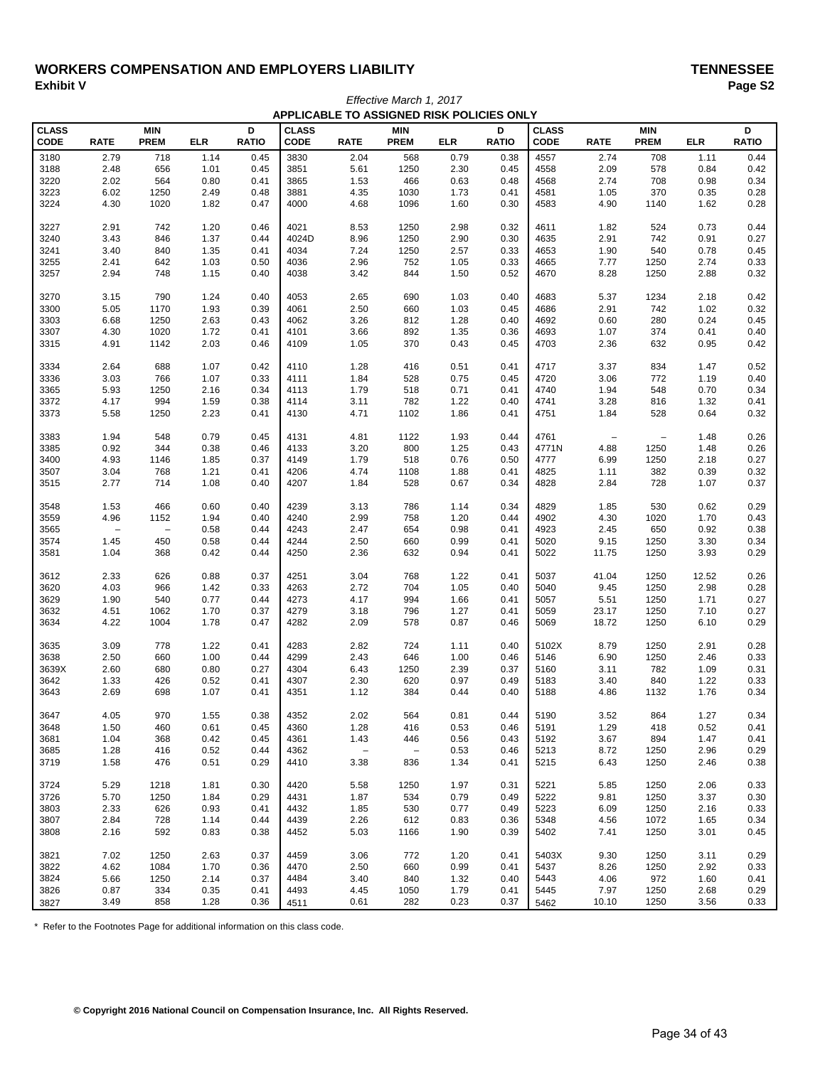# WORKERS COMPENSATION AND EMPLOYERS LIABILITY

**TENNESSEE**

**Exhibit V**

**Page S2**

*Effective March 1, 2017*

**APPLICABLE TO ASSIGNED RISK POLICIES ONLY**

| CLASS CODE | RATE | MIN PREM | ELR | D RATIO | CLASS CODE | RATE | MIN PREM | ELR | D RATIO | CLASS CODE | RATE | MIN PREM | ELR | D RATIO |
|---|---|---|---|---|---|---|---|---|---|---|---|---|---|---|
| 3180 | 2.79 | 718 | 1.14 | 0.45 | 3830 | 2.04 | 568 | 0.79 | 0.38 | 4557 | 2.74 | 708 | 1.11 | 0.44 |
| 3188 | 2.48 | 656 | 1.01 | 0.45 | 3851 | 5.61 | 1250 | 2.30 | 0.45 | 4558 | 2.09 | 578 | 0.84 | 0.42 |
| 3220 | 2.02 | 564 | 0.80 | 0.41 | 3865 | 1.53 | 466 | 0.63 | 0.48 | 4568 | 2.74 | 708 | 0.98 | 0.34 |
| 3223 | 6.02 | 1250 | 2.49 | 0.48 | 3881 | 4.35 | 1030 | 1.73 | 0.41 | 4581 | 1.05 | 370 | 0.35 | 0.28 |
| 3224 | 4.30 | 1020 | 1.82 | 0.47 | 4000 | 4.68 | 1096 | 1.60 | 0.30 | 4583 | 4.90 | 1140 | 1.62 | 0.28 |
| 3227 | 2.91 | 742 | 1.20 | 0.46 | 4021 | 8.53 | 1250 | 2.98 | 0.32 | 4611 | 1.82 | 524 | 0.73 | 0.44 |
| 3240 | 3.43 | 846 | 1.37 | 0.44 | 4024D | 8.96 | 1250 | 2.90 | 0.30 | 4635 | 2.91 | 742 | 0.91 | 0.27 |
| 3241 | 3.40 | 840 | 1.35 | 0.41 | 4034 | 7.24 | 1250 | 2.57 | 0.33 | 4653 | 1.90 | 540 | 0.78 | 0.45 |
| 3255 | 2.41 | 642 | 1.03 | 0.50 | 4036 | 2.96 | 752 | 1.05 | 0.33 | 4665 | 7.77 | 1250 | 2.74 | 0.33 |
| 3257 | 2.94 | 748 | 1.15 | 0.40 | 4038 | 3.42 | 844 | 1.50 | 0.52 | 4670 | 8.28 | 1250 | 2.88 | 0.32 |
| 3270 | 3.15 | 790 | 1.24 | 0.40 | 4053 | 2.65 | 690 | 1.03 | 0.40 | 4683 | 5.37 | 1234 | 2.18 | 0.42 |
| 3300 | 5.05 | 1170 | 1.93 | 0.39 | 4061 | 2.50 | 660 | 1.03 | 0.45 | 4686 | 2.91 | 742 | 1.02 | 0.32 |
| 3303 | 6.68 | 1250 | 2.63 | 0.43 | 4062 | 3.26 | 812 | 1.28 | 0.40 | 4692 | 0.60 | 280 | 0.24 | 0.45 |
| 3307 | 4.30 | 1020 | 1.72 | 0.41 | 4101 | 3.66 | 892 | 1.35 | 0.36 | 4693 | 1.07 | 374 | 0.41 | 0.40 |
| 3315 | 4.91 | 1142 | 2.03 | 0.46 | 4109 | 1.05 | 370 | 0.43 | 0.45 | 4703 | 2.36 | 632 | 0.95 | 0.42 |
| 3334 | 2.64 | 688 | 1.07 | 0.42 | 4110 | 1.28 | 416 | 0.51 | 0.41 | 4717 | 3.37 | 834 | 1.47 | 0.52 |
| 3336 | 3.03 | 766 | 1.07 | 0.33 | 4111 | 1.84 | 528 | 0.75 | 0.45 | 4720 | 3.06 | 772 | 1.19 | 0.40 |
| 3365 | 5.93 | 1250 | 2.16 | 0.34 | 4113 | 1.79 | 518 | 0.71 | 0.41 | 4740 | 1.94 | 548 | 0.70 | 0.34 |
| 3372 | 4.17 | 994 | 1.59 | 0.38 | 4114 | 3.11 | 782 | 1.22 | 0.40 | 4741 | 3.28 | 816 | 1.32 | 0.41 |
| 3373 | 5.58 | 1250 | 2.23 | 0.41 | 4130 | 4.71 | 1102 | 1.86 | 0.41 | 4751 | 1.84 | 528 | 0.64 | 0.32 |
| 3383 | 1.94 | 548 | 0.79 | 0.45 | 4131 | 4.81 | 1122 | 1.93 | 0.44 | 4761 | – | – | 1.48 | 0.26 |
| 3385 | 0.92 | 344 | 0.38 | 0.46 | 4133 | 3.20 | 800 | 1.25 | 0.43 | 4771N | 4.88 | 1250 | 1.48 | 0.26 |
| 3400 | 4.93 | 1146 | 1.85 | 0.37 | 4149 | 1.79 | 518 | 0.76 | 0.50 | 4777 | 6.99 | 1250 | 2.18 | 0.27 |
| 3507 | 3.04 | 768 | 1.21 | 0.41 | 4206 | 4.74 | 1108 | 1.88 | 0.41 | 4825 | 1.11 | 382 | 0.39 | 0.32 |
| 3515 | 2.77 | 714 | 1.08 | 0.40 | 4207 | 1.84 | 528 | 0.67 | 0.34 | 4828 | 2.84 | 728 | 1.07 | 0.37 |
| 3548 | 1.53 | 466 | 0.60 | 0.40 | 4239 | 3.13 | 786 | 1.14 | 0.34 | 4829 | 1.85 | 530 | 0.62 | 0.29 |
| 3559 | 4.96 | 1152 | 1.94 | 0.40 | 4240 | 2.99 | 758 | 1.20 | 0.44 | 4902 | 4.30 | 1020 | 1.70 | 0.43 |
| 3565 | – | – | 0.58 | 0.44 | 4243 | 2.47 | 654 | 0.98 | 0.41 | 4923 | 2.45 | 650 | 0.92 | 0.38 |
| 3574 | 1.45 | 450 | 0.58 | 0.44 | 4244 | 2.50 | 660 | 0.99 | 0.41 | 5020 | 9.15 | 1250 | 3.30 | 0.34 |
| 3581 | 1.04 | 368 | 0.42 | 0.44 | 4250 | 2.36 | 632 | 0.94 | 0.41 | 5022 | 11.75 | 1250 | 3.93 | 0.29 |
| 3612 | 2.33 | 626 | 0.88 | 0.37 | 4251 | 3.04 | 768 | 1.22 | 0.41 | 5037 | 41.04 | 1250 | 12.52 | 0.26 |
| 3620 | 4.03 | 966 | 1.42 | 0.33 | 4263 | 2.72 | 704 | 1.05 | 0.40 | 5040 | 9.45 | 1250 | 2.98 | 0.28 |
| 3629 | 1.90 | 540 | 0.77 | 0.44 | 4273 | 4.17 | 994 | 1.66 | 0.41 | 5057 | 5.51 | 1250 | 1.71 | 0.27 |
| 3632 | 4.51 | 1062 | 1.70 | 0.37 | 4279 | 3.18 | 796 | 1.27 | 0.41 | 5059 | 23.17 | 1250 | 7.10 | 0.27 |
| 3634 | 4.22 | 1004 | 1.78 | 0.47 | 4282 | 2.09 | 578 | 0.87 | 0.46 | 5069 | 18.72 | 1250 | 6.10 | 0.29 |
| 3635 | 3.09 | 778 | 1.22 | 0.41 | 4283 | 2.82 | 724 | 1.11 | 0.40 | 5102X | 8.79 | 1250 | 2.91 | 0.28 |
| 3638 | 2.50 | 660 | 1.00 | 0.44 | 4299 | 2.43 | 646 | 1.00 | 0.46 | 5146 | 6.90 | 1250 | 2.46 | 0.33 |
| 3639X | 2.60 | 680 | 0.80 | 0.27 | 4304 | 6.43 | 1250 | 2.39 | 0.37 | 5160 | 3.11 | 782 | 1.09 | 0.31 |
| 3642 | 1.33 | 426 | 0.52 | 0.41 | 4307 | 2.30 | 620 | 0.97 | 0.49 | 5183 | 3.40 | 840 | 1.22 | 0.33 |
| 3643 | 2.69 | 698 | 1.07 | 0.41 | 4351 | 1.12 | 384 | 0.44 | 0.40 | 5188 | 4.86 | 1132 | 1.76 | 0.34 |
| 3647 | 4.05 | 970 | 1.55 | 0.38 | 4352 | 2.02 | 564 | 0.81 | 0.44 | 5190 | 3.52 | 864 | 1.27 | 0.34 |
| 3648 | 1.50 | 460 | 0.61 | 0.45 | 4360 | 1.28 | 416 | 0.53 | 0.46 | 5191 | 1.29 | 418 | 0.52 | 0.41 |
| 3681 | 1.04 | 368 | 0.42 | 0.45 | 4361 | 1.43 | 446 | 0.56 | 0.43 | 5192 | 3.67 | 894 | 1.47 | 0.41 |
| 3685 | 1.28 | 416 | 0.52 | 0.44 | 4362 | – | – | 0.53 | 0.46 | 5213 | 8.72 | 1250 | 2.96 | 0.29 |
| 3719 | 1.58 | 476 | 0.51 | 0.29 | 4410 | 3.38 | 836 | 1.34 | 0.41 | 5215 | 6.43 | 1250 | 2.46 | 0.38 |
| 3724 | 5.29 | 1218 | 1.81 | 0.30 | 4420 | 5.58 | 1250 | 1.97 | 0.31 | 5221 | 5.85 | 1250 | 2.06 | 0.33 |
| 3726 | 5.70 | 1250 | 1.84 | 0.29 | 4431 | 1.87 | 534 | 0.79 | 0.49 | 5222 | 9.81 | 1250 | 3.37 | 0.30 |
| 3803 | 2.33 | 626 | 0.93 | 0.41 | 4432 | 1.85 | 530 | 0.77 | 0.49 | 5223 | 6.09 | 1250 | 2.16 | 0.33 |
| 3807 | 2.84 | 728 | 1.14 | 0.44 | 4439 | 2.26 | 612 | 0.83 | 0.36 | 5348 | 4.56 | 1072 | 1.65 | 0.34 |
| 3808 | 2.16 | 592 | 0.83 | 0.38 | 4452 | 5.03 | 1166 | 1.90 | 0.39 | 5402 | 7.41 | 1250 | 3.01 | 0.45 |
| 3821 | 7.02 | 1250 | 2.63 | 0.37 | 4459 | 3.06 | 772 | 1.20 | 0.41 | 5403X | 9.30 | 1250 | 3.11 | 0.29 |
| 3822 | 4.62 | 1084 | 1.70 | 0.36 | 4470 | 2.50 | 660 | 0.99 | 0.41 | 5437 | 8.26 | 1250 | 2.92 | 0.33 |
| 3824 | 5.66 | 1250 | 2.14 | 0.37 | 4484 | 3.40 | 840 | 1.32 | 0.40 | 5443 | 4.06 | 972 | 1.60 | 0.41 |
| 3826 | 0.87 | 334 | 0.35 | 0.41 | 4493 | 4.45 | 1050 | 1.79 | 0.41 | 5445 | 7.97 | 1250 | 2.68 | 0.29 |
| 3827 | 3.49 | 858 | 1.28 | 0.36 | 4511 | 0.61 | 282 | 0.23 | 0.37 | 5462 | 10.10 | 1250 | 3.56 | 0.33 |

\* Refer to the Footnotes Page for additional information on this class code.

**© Copyright 2016 National Council on Compensation Insurance, Inc. All Rights Reserved.**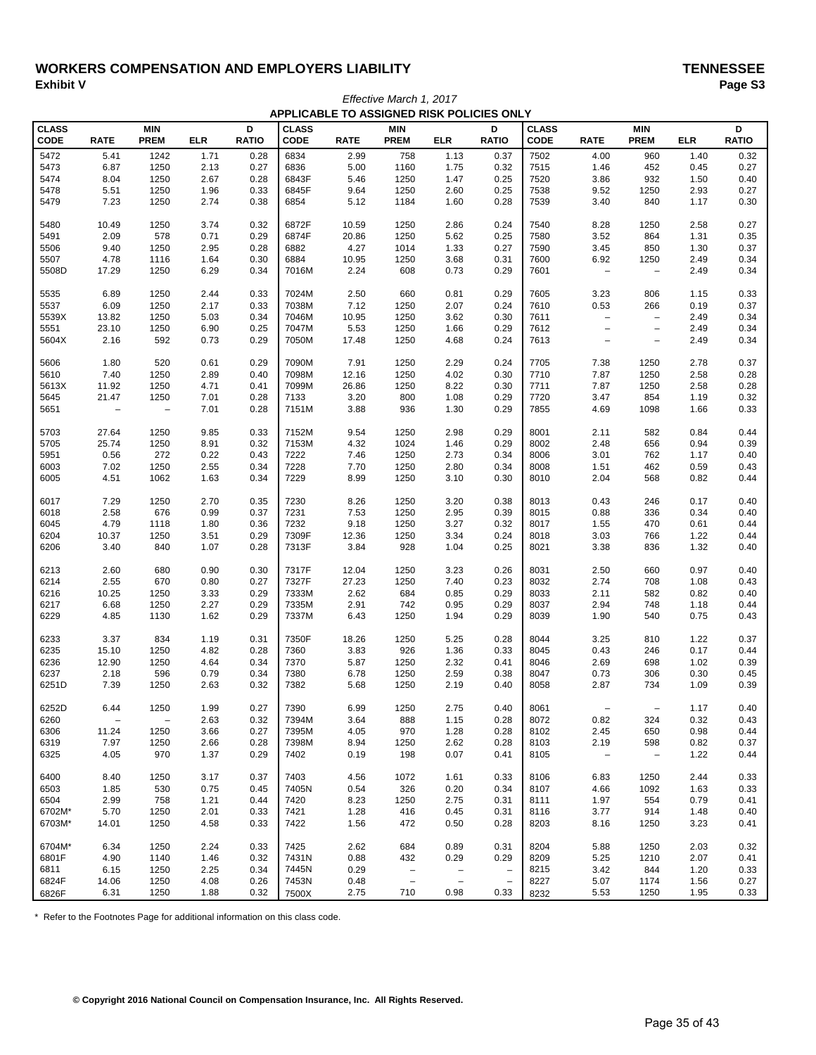# WORKERS COMPENSATION AND EMPLOYERS LIABILITY

**TENNESSEE**

**Exhibit V**

**Page S3**

*Effective March 1, 2017*

**APPLICABLE TO ASSIGNED RISK POLICIES ONLY**

| CLASS CODE | RATE | MIN PREM | ELR | D RATIO | CLASS CODE | RATE | MIN PREM | ELR | D RATIO | CLASS CODE | RATE | MIN PREM | ELR | D RATIO |
|---|---|---|---|---|---|---|---|---|---|---|---|---|---|---|
| 5472 | 5.41 | 1242 | 1.71 | 0.28 | 6834 | 2.99 | 758 | 1.13 | 0.37 | 7502 | 4.00 | 960 | 1.40 | 0.32 |
| 5473 | 6.87 | 1250 | 2.13 | 0.27 | 6836 | 5.00 | 1160 | 1.75 | 0.32 | 7515 | 1.46 | 452 | 0.45 | 0.27 |
| 5474 | 8.04 | 1250 | 2.67 | 0.28 | 6843F | 5.46 | 1250 | 1.47 | 0.25 | 7520 | 3.86 | 932 | 1.50 | 0.40 |
| 5478 | 5.51 | 1250 | 1.96 | 0.33 | 6845F | 9.64 | 1250 | 2.60 | 0.25 | 7538 | 9.52 | 1250 | 2.93 | 0.27 |
| 5479 | 7.23 | 1250 | 2.74 | 0.38 | 6854 | 5.12 | 1184 | 1.60 | 0.28 | 7539 | 3.40 | 840 | 1.17 | 0.30 |
| 5480 | 10.49 | 1250 | 3.74 | 0.32 | 6872F | 10.59 | 1250 | 2.86 | 0.24 | 7540 | 8.28 | 1250 | 2.58 | 0.27 |
| 5491 | 2.09 | 578 | 0.71 | 0.29 | 6874F | 20.86 | 1250 | 5.62 | 0.25 | 7580 | 3.52 | 864 | 1.31 | 0.35 |
| 5506 | 9.40 | 1250 | 2.95 | 0.28 | 6882 | 4.27 | 1014 | 1.33 | 0.27 | 7590 | 3.45 | 850 | 1.30 | 0.37 |
| 5507 | 4.78 | 1116 | 1.64 | 0.30 | 6884 | 10.95 | 1250 | 3.68 | 0.31 | 7600 | 6.92 | 1250 | 2.49 | 0.34 |
| 5508D | 17.29 | 1250 | 6.29 | 0.34 | 7016M | 2.24 | 608 | 0.73 | 0.29 | 7601 | – | – | 2.49 | 0.34 |
| 5535 | 6.89 | 1250 | 2.44 | 0.33 | 7024M | 2.50 | 660 | 0.81 | 0.29 | 7605 | 3.23 | 806 | 1.15 | 0.33 |
| 5537 | 6.09 | 1250 | 2.17 | 0.33 | 7038M | 7.12 | 1250 | 2.07 | 0.24 | 7610 | 0.53 | 266 | 0.19 | 0.37 |
| 5539X | 13.82 | 1250 | 5.03 | 0.34 | 7046M | 10.95 | 1250 | 3.62 | 0.30 | 7611 | – | – | 2.49 | 0.34 |
| 5551 | 23.10 | 1250 | 6.90 | 0.25 | 7047M | 5.53 | 1250 | 1.66 | 0.29 | 7612 | – | – | 2.49 | 0.34 |
| 5604X | 2.16 | 592 | 0.73 | 0.29 | 7050M | 17.48 | 1250 | 4.68 | 0.24 | 7613 | – | – | 2.49 | 0.34 |
| 5606 | 1.80 | 520 | 0.61 | 0.29 | 7090M | 7.91 | 1250 | 2.29 | 0.24 | 7705 | 7.38 | 1250 | 2.78 | 0.37 |
| 5610 | 7.40 | 1250 | 2.89 | 0.40 | 7098M | 12.16 | 1250 | 4.02 | 0.30 | 7710 | 7.87 | 1250 | 2.58 | 0.28 |
| 5613X | 11.92 | 1250 | 4.71 | 0.41 | 7099M | 26.86 | 1250 | 8.22 | 0.30 | 7711 | 7.87 | 1250 | 2.58 | 0.28 |
| 5645 | 21.47 | 1250 | 7.01 | 0.28 | 7133 | 3.20 | 800 | 1.08 | 0.29 | 7720 | 3.47 | 854 | 1.19 | 0.32 |
| 5651 | – | – | 7.01 | 0.28 | 7151M | 3.88 | 936 | 1.30 | 0.29 | 7855 | 4.69 | 1098 | 1.66 | 0.33 |
| 5703 | 27.64 | 1250 | 9.85 | 0.33 | 7152M | 9.54 | 1250 | 2.98 | 0.29 | 8001 | 2.11 | 582 | 0.84 | 0.44 |
| 5705 | 25.74 | 1250 | 8.91 | 0.32 | 7153M | 4.32 | 1024 | 1.46 | 0.29 | 8002 | 2.48 | 656 | 0.94 | 0.39 |
| 5951 | 0.56 | 272 | 0.22 | 0.43 | 7222 | 7.46 | 1250 | 2.73 | 0.34 | 8006 | 3.01 | 762 | 1.17 | 0.40 |
| 6003 | 7.02 | 1250 | 2.55 | 0.34 | 7228 | 7.70 | 1250 | 2.80 | 0.34 | 8008 | 1.51 | 462 | 0.59 | 0.43 |
| 6005 | 4.51 | 1062 | 1.63 | 0.34 | 7229 | 8.99 | 1250 | 3.10 | 0.30 | 8010 | 2.04 | 568 | 0.82 | 0.44 |
| 6017 | 7.29 | 1250 | 2.70 | 0.35 | 7230 | 8.26 | 1250 | 3.20 | 0.38 | 8013 | 0.43 | 246 | 0.17 | 0.40 |
| 6018 | 2.58 | 676 | 0.99 | 0.37 | 7231 | 7.53 | 1250 | 2.95 | 0.39 | 8015 | 0.88 | 336 | 0.34 | 0.40 |
| 6045 | 4.79 | 1118 | 1.80 | 0.36 | 7232 | 9.18 | 1250 | 3.27 | 0.32 | 8017 | 1.55 | 470 | 0.61 | 0.44 |
| 6204 | 10.37 | 1250 | 3.51 | 0.29 | 7309F | 12.36 | 1250 | 3.34 | 0.24 | 8018 | 3.03 | 766 | 1.22 | 0.44 |
| 6206 | 3.40 | 840 | 1.07 | 0.28 | 7313F | 3.84 | 928 | 1.04 | 0.25 | 8021 | 3.38 | 836 | 1.32 | 0.40 |
| 6213 | 2.60 | 680 | 0.90 | 0.30 | 7317F | 12.04 | 1250 | 3.23 | 0.26 | 8031 | 2.50 | 660 | 0.97 | 0.40 |
| 6214 | 2.55 | 670 | 0.80 | 0.27 | 7327F | 27.23 | 1250 | 7.40 | 0.23 | 8032 | 2.74 | 708 | 1.08 | 0.43 |
| 6216 | 10.25 | 1250 | 3.33 | 0.29 | 7333M | 2.62 | 684 | 0.85 | 0.29 | 8033 | 2.11 | 582 | 0.82 | 0.40 |
| 6217 | 6.68 | 1250 | 2.27 | 0.29 | 7335M | 2.91 | 742 | 0.95 | 0.29 | 8037 | 2.94 | 748 | 1.18 | 0.44 |
| 6229 | 4.85 | 1130 | 1.62 | 0.29 | 7337M | 6.43 | 1250 | 1.94 | 0.29 | 8039 | 1.90 | 540 | 0.75 | 0.43 |
| 6233 | 3.37 | 834 | 1.19 | 0.31 | 7350F | 18.26 | 1250 | 5.25 | 0.28 | 8044 | 3.25 | 810 | 1.22 | 0.37 |
| 6235 | 15.10 | 1250 | 4.82 | 0.28 | 7360 | 3.83 | 926 | 1.36 | 0.33 | 8045 | 0.43 | 246 | 0.17 | 0.44 |
| 6236 | 12.90 | 1250 | 4.64 | 0.34 | 7370 | 5.87 | 1250 | 2.32 | 0.41 | 8046 | 2.69 | 698 | 1.02 | 0.39 |
| 6237 | 2.18 | 596 | 0.79 | 0.34 | 7380 | 6.78 | 1250 | 2.59 | 0.38 | 8047 | 0.73 | 306 | 0.30 | 0.45 |
| 6251D | 7.39 | 1250 | 2.63 | 0.32 | 7382 | 5.68 | 1250 | 2.19 | 0.40 | 8058 | 2.87 | 734 | 1.09 | 0.39 |
| 6252D | 6.44 | 1250 | 1.99 | 0.27 | 7390 | 6.99 | 1250 | 2.75 | 0.40 | 8061 | – | – | 1.17 | 0.40 |
| 6260 | – | – | 2.63 | 0.32 | 7394M | 3.64 | 888 | 1.15 | 0.28 | 8072 | 0.82 | 324 | 0.32 | 0.43 |
| 6306 | 11.24 | 1250 | 3.66 | 0.27 | 7395M | 4.05 | 970 | 1.28 | 0.28 | 8102 | 2.45 | 650 | 0.98 | 0.44 |
| 6319 | 7.97 | 1250 | 2.66 | 0.28 | 7398M | 8.94 | 1250 | 2.62 | 0.28 | 8103 | 2.19 | 598 | 0.82 | 0.37 |
| 6325 | 4.05 | 970 | 1.37 | 0.29 | 7402 | 0.19 | 198 | 0.07 | 0.41 | 8105 | – | – | 1.22 | 0.44 |
| 6400 | 8.40 | 1250 | 3.17 | 0.37 | 7403 | 4.56 | 1072 | 1.61 | 0.33 | 8106 | 6.83 | 1250 | 2.44 | 0.33 |
| 6503 | 1.85 | 530 | 0.75 | 0.45 | 7405N | 0.54 | 326 | 0.20 | 0.34 | 8107 | 4.66 | 1092 | 1.63 | 0.33 |
| 6504 | 2.99 | 758 | 1.21 | 0.44 | 7420 | 8.23 | 1250 | 2.75 | 0.31 | 8111 | 1.97 | 554 | 0.79 | 0.41 |
| 6702M* | 5.70 | 1250 | 2.01 | 0.33 | 7421 | 1.28 | 416 | 0.45 | 0.31 | 8116 | 3.77 | 914 | 1.48 | 0.40 |
| 6703M* | 14.01 | 1250 | 4.58 | 0.33 | 7422 | 1.56 | 472 | 0.50 | 0.28 | 8203 | 8.16 | 1250 | 3.23 | 0.41 |
| 6704M* | 6.34 | 1250 | 2.24 | 0.33 | 7425 | 2.62 | 684 | 0.89 | 0.31 | 8204 | 5.88 | 1250 | 2.03 | 0.32 |
| 6801F | 4.90 | 1140 | 1.46 | 0.32 | 7431N | 0.88 | 432 | 0.29 | 0.29 | 8209 | 5.25 | 1210 | 2.07 | 0.41 |
| 6811 | 6.15 | 1250 | 2.25 | 0.34 | 7445N | 0.29 | – | – | – | 8215 | 3.42 | 844 | 1.20 | 0.33 |
| 6824F | 14.06 | 1250 | 4.08 | 0.26 | 7453N | 0.48 | – | – | – | 8227 | 5.07 | 1174 | 1.56 | 0.27 |
| 6826F | 6.31 | 1250 | 1.88 | 0.32 | 7500X | 2.75 | 710 | 0.98 | 0.33 | 8232 | 5.53 | 1250 | 1.95 | 0.33 |

* Refer to the Footnotes Page for additional information on this class code.

**© Copyright 2016 National Council on Compensation Insurance, Inc. All Rights Reserved.**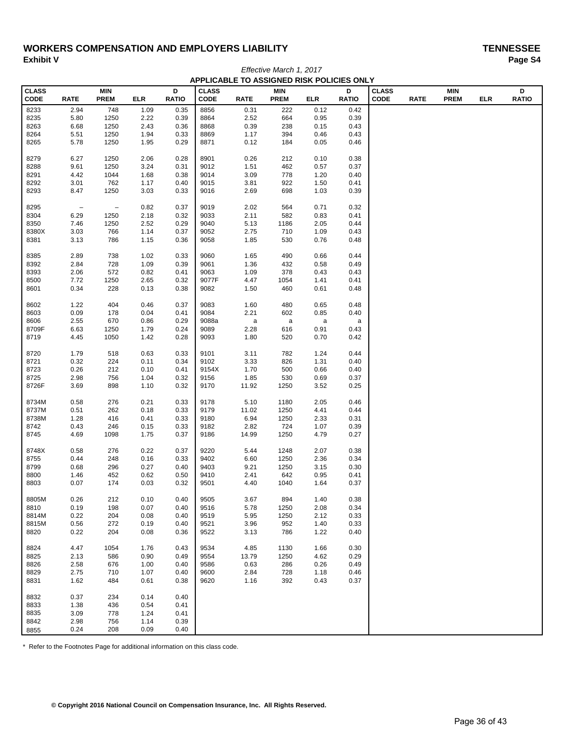# WORKERS COMPENSATION AND EMPLOYERS LIABILITY

**TENNESSEE**

**Exhibit V**

**Page S4**

*Effective March 1, 2017*

**APPLICABLE TO ASSIGNED RISK POLICIES ONLY**

| CLASS CODE | RATE | MIN PREM | ELR | D RATIO | CLASS CODE | RATE | MIN PREM | ELR | D RATIO | CLASS CODE | RATE | MIN PREM | ELR | D RATIO |
|---|---|---|---|---|---|---|---|---|---|---|---|---|---|---|
| 8233 | 2.94 | 748 | 1.09 | 0.35 | 8856 | 0.31 | 222 | 0.12 | 0.42 | | | | | |
| 8235 | 5.80 | 1250 | 2.22 | 0.39 | 8864 | 2.52 | 664 | 0.95 | 0.39 | | | | | |
| 8263 | 6.68 | 1250 | 2.43 | 0.36 | 8868 | 0.39 | 238 | 0.15 | 0.43 | | | | | |
| 8264 | 5.51 | 1250 | 1.94 | 0.33 | 8869 | 1.17 | 394 | 0.46 | 0.43 | | | | | |
| 8265 | 5.78 | 1250 | 1.95 | 0.29 | 8871 | 0.12 | 184 | 0.05 | 0.46 | | | | | |
| 8279 | 6.27 | 1250 | 2.06 | 0.28 | 8901 | 0.26 | 212 | 0.10 | 0.38 | | | | | |
| 8288 | 9.61 | 1250 | 3.24 | 0.31 | 9012 | 1.51 | 462 | 0.57 | 0.37 | | | | | |
| 8291 | 4.42 | 1044 | 1.68 | 0.38 | 9014 | 3.09 | 778 | 1.20 | 0.40 | | | | | |
| 8292 | 3.01 | 762 | 1.17 | 0.40 | 9015 | 3.81 | 922 | 1.50 | 0.41 | | | | | |
| 8293 | 8.47 | 1250 | 3.03 | 0.33 | 9016 | 2.69 | 698 | 1.03 | 0.39 | | | | | |
| 8295 | – | – | 0.82 | 0.37 | 9019 | 2.02 | 564 | 0.71 | 0.32 | | | | | |
| 8304 | 6.29 | 1250 | 2.18 | 0.32 | 9033 | 2.11 | 582 | 0.83 | 0.41 | | | | | |
| 8350 | 7.46 | 1250 | 2.52 | 0.29 | 9040 | 5.13 | 1186 | 2.05 | 0.44 | | | | | |
| 8380X | 3.03 | 766 | 1.14 | 0.37 | 9052 | 2.75 | 710 | 1.09 | 0.43 | | | | | |
| 8381 | 3.13 | 786 | 1.15 | 0.36 | 9058 | 1.85 | 530 | 0.76 | 0.48 | | | | | |
| 8385 | 2.89 | 738 | 1.02 | 0.33 | 9060 | 1.65 | 490 | 0.66 | 0.44 | | | | | |
| 8392 | 2.84 | 728 | 1.09 | 0.39 | 9061 | 1.36 | 432 | 0.58 | 0.49 | | | | | |
| 8393 | 2.06 | 572 | 0.82 | 0.41 | 9063 | 1.09 | 378 | 0.43 | 0.43 | | | | | |
| 8500 | 7.72 | 1250 | 2.65 | 0.32 | 9077F | 4.47 | 1054 | 1.41 | 0.41 | | | | | |
| 8601 | 0.34 | 228 | 0.13 | 0.38 | 9082 | 1.50 | 460 | 0.61 | 0.48 | | | | | |
| 8602 | 1.22 | 404 | 0.46 | 0.37 | 9083 | 1.60 | 480 | 0.65 | 0.48 | | | | | |
| 8603 | 0.09 | 178 | 0.04 | 0.41 | 9084 | 2.21 | 602 | 0.85 | 0.40 | | | | | |
| 8606 | 2.55 | 670 | 0.86 | 0.29 | 9088a | a | a | a | a | | | | | |
| 8709F | 6.63 | 1250 | 1.79 | 0.24 | 9089 | 2.28 | 616 | 0.91 | 0.43 | | | | | |
| 8719 | 4.45 | 1050 | 1.42 | 0.28 | 9093 | 1.80 | 520 | 0.70 | 0.42 | | | | | |
| 8720 | 1.79 | 518 | 0.63 | 0.33 | 9101 | 3.11 | 782 | 1.24 | 0.44 | | | | | |
| 8721 | 0.32 | 224 | 0.11 | 0.34 | 9102 | 3.33 | 826 | 1.31 | 0.40 | | | | | |
| 8723 | 0.26 | 212 | 0.10 | 0.41 | 9154X | 1.70 | 500 | 0.66 | 0.40 | | | | | |
| 8725 | 2.98 | 756 | 1.04 | 0.32 | 9156 | 1.85 | 530 | 0.69 | 0.37 | | | | | |
| 8726F | 3.69 | 898 | 1.10 | 0.32 | 9170 | 11.92 | 1250 | 3.52 | 0.25 | | | | | |
| 8734M | 0.58 | 276 | 0.21 | 0.33 | 9178 | 5.10 | 1180 | 2.05 | 0.46 | | | | | |
| 8737M | 0.51 | 262 | 0.18 | 0.33 | 9179 | 11.02 | 1250 | 4.41 | 0.44 | | | | | |
| 8738M | 1.28 | 416 | 0.41 | 0.33 | 9180 | 6.94 | 1250 | 2.33 | 0.31 | | | | | |
| 8742 | 0.43 | 246 | 0.15 | 0.33 | 9182 | 2.82 | 724 | 1.07 | 0.39 | | | | | |
| 8745 | 4.69 | 1098 | 1.75 | 0.37 | 9186 | 14.99 | 1250 | 4.79 | 0.27 | | | | | |
| 8748X | 0.58 | 276 | 0.22 | 0.37 | 9220 | 5.44 | 1248 | 2.07 | 0.38 | | | | | |
| 8755 | 0.44 | 248 | 0.16 | 0.33 | 9402 | 6.60 | 1250 | 2.36 | 0.34 | | | | | |
| 8799 | 0.68 | 296 | 0.27 | 0.40 | 9403 | 9.21 | 1250 | 3.15 | 0.30 | | | | | |
| 8800 | 1.46 | 452 | 0.62 | 0.50 | 9410 | 2.41 | 642 | 0.95 | 0.41 | | | | | |
| 8803 | 0.07 | 174 | 0.03 | 0.32 | 9501 | 4.40 | 1040 | 1.64 | 0.37 | | | | | |
| 8805M | 0.26 | 212 | 0.10 | 0.40 | 9505 | 3.67 | 894 | 1.40 | 0.38 | | | | | |
| 8810 | 0.19 | 198 | 0.07 | 0.40 | 9516 | 5.78 | 1250 | 2.08 | 0.34 | | | | | |
| 8814M | 0.22 | 204 | 0.08 | 0.40 | 9519 | 5.95 | 1250 | 2.12 | 0.33 | | | | | |
| 8815M | 0.56 | 272 | 0.19 | 0.40 | 9521 | 3.96 | 952 | 1.40 | 0.33 | | | | | |
| 8820 | 0.22 | 204 | 0.08 | 0.36 | 9522 | 3.13 | 786 | 1.22 | 0.40 | | | | | |
| 8824 | 4.47 | 1054 | 1.76 | 0.43 | 9534 | 4.85 | 1130 | 1.66 | 0.30 | | | | | |
| 8825 | 2.13 | 586 | 0.90 | 0.49 | 9554 | 13.79 | 1250 | 4.62 | 0.29 | | | | | |
| 8826 | 2.58 | 676 | 1.00 | 0.40 | 9586 | 0.63 | 286 | 0.26 | 0.49 | | | | | |
| 8829 | 2.75 | 710 | 1.07 | 0.40 | 9600 | 2.84 | 728 | 1.18 | 0.46 | | | | | |
| 8831 | 1.62 | 484 | 0.61 | 0.38 | 9620 | 1.16 | 392 | 0.43 | 0.37 | | | | | |
| 8832 | 0.37 | 234 | 0.14 | 0.40 | | | | | | | | | | |
| 8833 | 1.38 | 436 | 0.54 | 0.41 | | | | | | | | | | |
| 8835 | 3.09 | 778 | 1.24 | 0.41 | | | | | | | | | | |
| 8842 | 2.98 | 756 | 1.14 | 0.39 | | | | | | | | | | |
| 8855 | 0.24 | 208 | 0.09 | 0.40 | | | | | | | | | | |

* Refer to the Footnotes Page for additional information on this class code.

**© Copyright 2016 National Council on Compensation Insurance, Inc. All Rights Reserved.**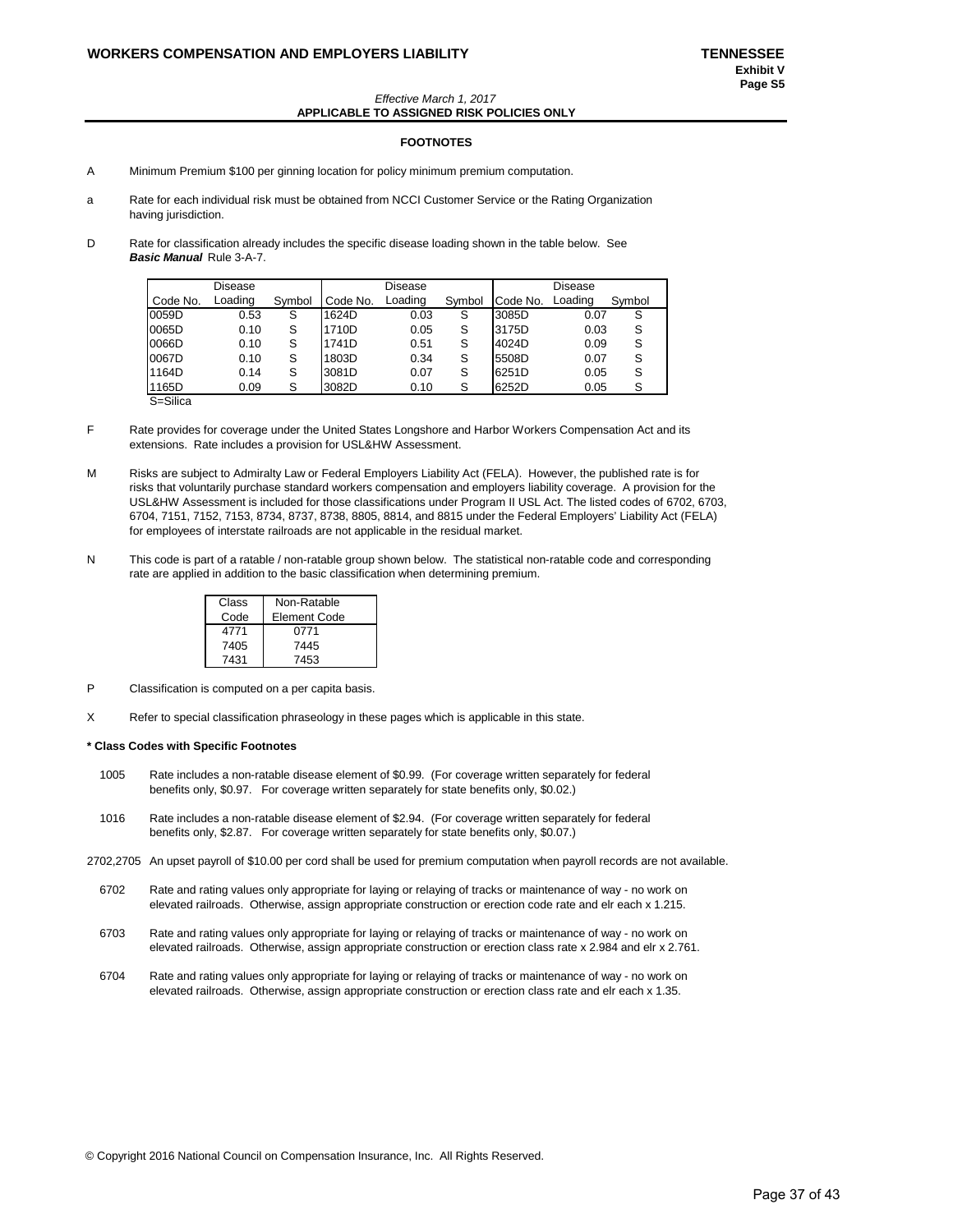**WORKERS COMPENSATION AND EMPLOYERS LIABILITY** **TENNESSEE**
**Exhibit V**
**Page S5**

*Effective March 1, 2017*
**APPLICABLE TO ASSIGNED RISK POLICIES ONLY**

## FOOTNOTES

A Minimum Premium $100 per ginning location for policy minimum premium computation.

a Rate for each individual risk must be obtained from NCCI Customer Service or the Rating Organization having jurisdiction.

D Rate for classification already includes the specific disease loading shown in the table below. See ***Basic Manual*** Rule 3-A-7.

| Code No. | Disease Loading | Symbol | Code No. | Disease Loading | Symbol | Code No. | Disease Loading | Symbol |
|---|---|---|---|---|---|---|---|---|
| 0059D | 0.53 | S | 1624D | 0.03 | S | 3085D | 0.07 | S |
| 0065D | 0.10 | S | 1710D | 0.05 | S | 3175D | 0.03 | S |
| 0066D | 0.10 | S | 1741D | 0.51 | S | 4024D | 0.09 | S |
| 0067D | 0.10 | S | 1803D | 0.34 | S | 5508D | 0.07 | S |
| 1164D | 0.14 | S | 3081D | 0.07 | S | 6251D | 0.05 | S |
| 1165D | 0.09 | S | 3082D | 0.10 | S | 6252D | 0.05 | S |

S=Silica

F Rate provides for coverage under the United States Longshore and Harbor Workers Compensation Act and its extensions. Rate includes a provision for USL&HW Assessment.

M Risks are subject to Admiralty Law or Federal Employers Liability Act (FELA). However, the published rate is for risks that voluntarily purchase standard workers compensation and employers liability coverage. A provision for the USL&HW Assessment is included for those classifications under Program II USL Act. The listed codes of 6702, 6703, 6704, 7151, 7152, 7153, 8734, 8737, 8738, 8805, 8814, and 8815 under the Federal Employers' Liability Act (FELA) for employees of interstate railroads are not applicable in the residual market.

N This code is part of a ratable / non-ratable group shown below. The statistical non-ratable code and corresponding rate are applied in addition to the basic classification when determining premium.

| Class Code | Non-Ratable Element Code |
|---|---|
| 4771 | 0771 |
| 7405 | 7445 |
| 7431 | 7453 |

P Classification is computed on a per capita basis.

X Refer to special classification phraseology in these pages which is applicable in this state.

**\* Class Codes with Specific Footnotes**

1005 Rate includes a non-ratable disease element of $0.99. (For coverage written separately for federal benefits only, $0.97. For coverage written separately for state benefits only, $0.02.)

1016 Rate includes a non-ratable disease element of $2.94. (For coverage written separately for federal benefits only, $2.87. For coverage written separately for state benefits only, $0.07.)

2702,2705 An upset payroll of $10.00 per cord shall be used for premium computation when payroll records are not available.

6702 Rate and rating values only appropriate for laying or relaying of tracks or maintenance of way - no work on elevated railroads. Otherwise, assign appropriate construction or erection code rate and elr each x 1.215.

6703 Rate and rating values only appropriate for laying or relaying of tracks or maintenance of way - no work on elevated railroads. Otherwise, assign appropriate construction or erection class rate x 2.984 and elr x 2.761.

6704 Rate and rating values only appropriate for laying or relaying of tracks or maintenance of way - no work on elevated railroads. Otherwise, assign appropriate construction or erection class rate and elr each x 1.35.

© Copyright 2016 National Council on Compensation Insurance, Inc. All Rights Reserved.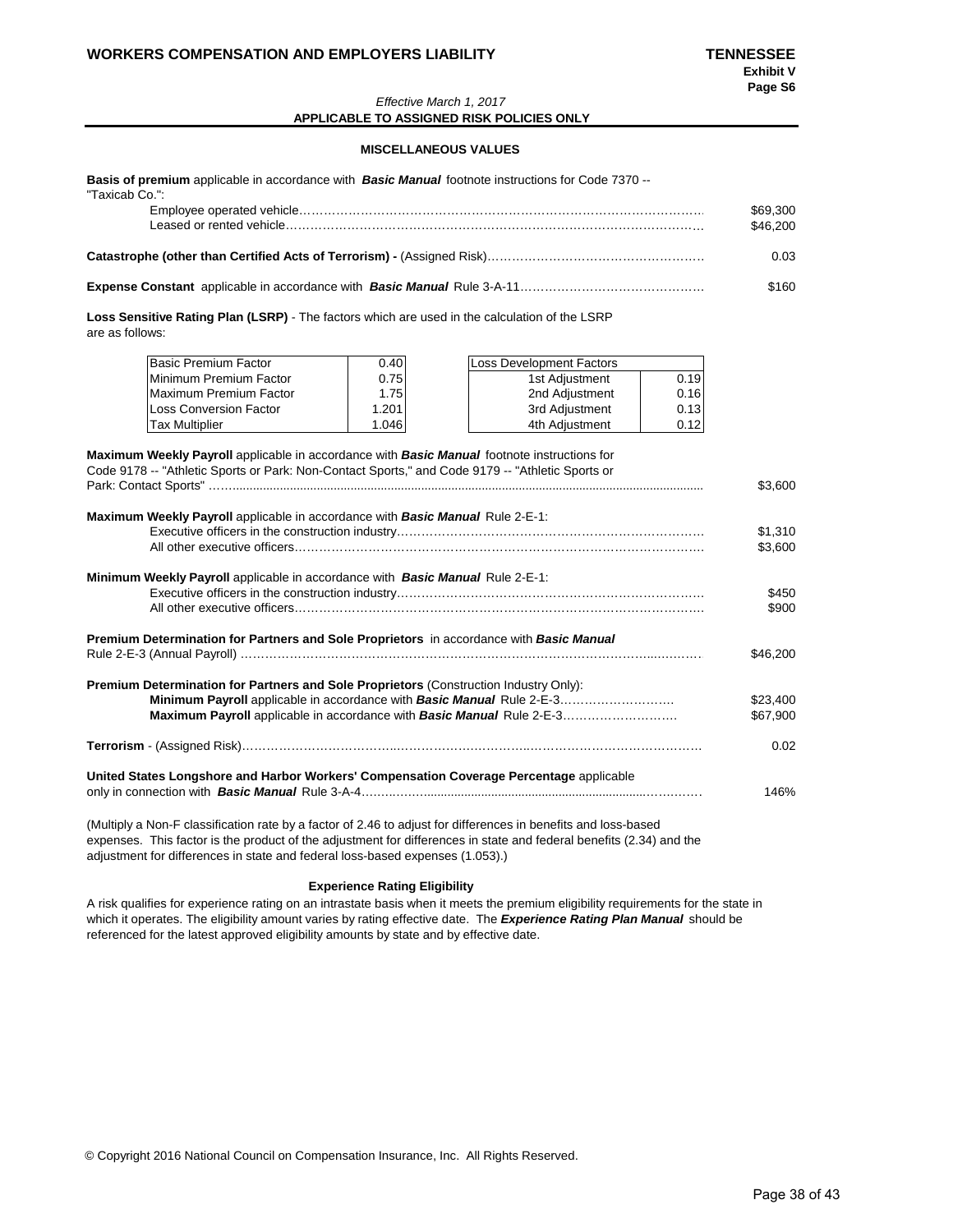**WORKERS COMPENSATION AND EMPLOYERS LIABILITY** **TENNESSEE**

**Exhibit V**
**Page S6**

*Effective March 1, 2017*

**APPLICABLE TO ASSIGNED RISK POLICIES ONLY**

## MISCELLANEOUS VALUES

**Basis of premium** applicable in accordance with ***Basic Manual*** footnote instructions for Code 7370 -- "Taxicab Co.":

| | |
|---|---|
| Employee operated vehicle | $69,300 |
| Leased or rented vehicle | $46,200 |

**Catastrophe (other than Certified Acts of Terrorism) -** (Assigned Risk) ..... 0.03

**Expense Constant** applicable in accordance with ***Basic Manual*** Rule 3-A-11 ..... $160

**Loss Sensitive Rating Plan (LSRP)** - The factors which are used in the calculation of the LSRP are as follows:

| | |
|---|---|
| Basic Premium Factor | 0.40 |
| Minimum Premium Factor | 0.75 |
| Maximum Premium Factor | 1.75 |
| Loss Conversion Factor | 1.201 |
| Tax Multiplier | 1.046 |

| Loss Development Factors | |
|---|---|
| 1st Adjustment | 0.19 |
| 2nd Adjustment | 0.16 |
| 3rd Adjustment | 0.13 |
| 4th Adjustment | 0.12 |

**Maximum Weekly Payroll** applicable in accordance with ***Basic Manual*** footnote instructions for Code 9178 -- "Athletic Sports or Park: Non-Contact Sports," and Code 9179 -- "Athletic Sports or Park: Contact Sports" ..... $3,600

**Maximum Weekly Payroll** applicable in accordance with ***Basic Manual*** Rule 2-E-1:

| | |
|---|---|
| Executive officers in the construction industry | $1,310 |
| All other executive officers | $3,600 |

**Minimum Weekly Payroll** applicable in accordance with ***Basic Manual*** Rule 2-E-1:

| | |
|---|---|
| Executive officers in the construction industry | $450 |
| All other executive officers | $900 |

**Premium Determination for Partners and Sole Proprietors** in accordance with ***Basic Manual*** Rule 2-E-3 (Annual Payroll) ..... $46,200

**Premium Determination for Partners and Sole Proprietors** (Construction Industry Only):

| | |
|---|---|
| **Minimum Payroll** applicable in accordance with ***Basic Manual*** Rule 2-E-3 | $23,400 |
| **Maximum Payroll** applicable in accordance with ***Basic Manual*** Rule 2-E-3 | $67,900 |

**Terrorism** - (Assigned Risk) ..... 0.02

**United States Longshore and Harbor Workers' Compensation Coverage Percentage** applicable only in connection with ***Basic Manual*** Rule 3-A-4 ..... 146%

(Multiply a Non-F classification rate by a factor of 2.46 to adjust for differences in benefits and loss-based expenses. This factor is the product of the adjustment for differences in state and federal benefits (2.34) and the adjustment for differences in state and federal loss-based expenses (1.053).)

### Experience Rating Eligibility

A risk qualifies for experience rating on an intrastate basis when it meets the premium eligibility requirements for the state in which it operates. The eligibility amount varies by rating effective date. The ***Experience Rating Plan Manual*** should be referenced for the latest approved eligibility amounts by state and by effective date.

© Copyright 2016 National Council on Compensation Insurance, Inc. All Rights Reserved.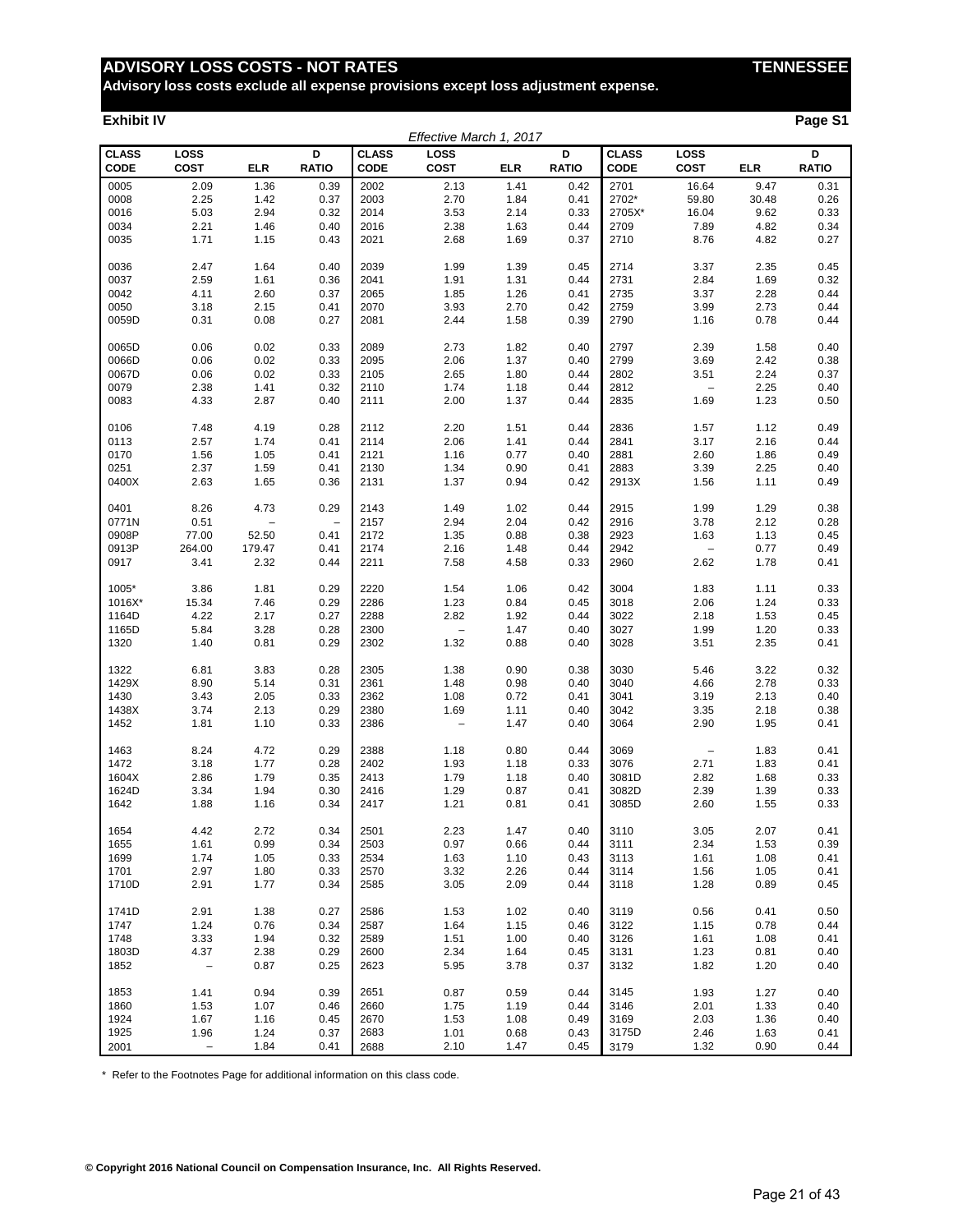# ADVISORY LOSS COSTS - NOT RATES — TENNESSEE

**Advisory loss costs exclude all expense provisions except loss adjustment expense.**

**Exhibit IV** — **Page S1**

*Effective March 1, 2017*

| CLASS CODE | LOSS COST | ELR | D RATIO | CLASS CODE | LOSS COST | ELR | D RATIO | CLASS CODE | LOSS COST | ELR | D RATIO |
|---|---|---|---|---|---|---|---|---|---|---|---|
| 0005 | 2.09 | 1.36 | 0.39 | 2002 | 2.13 | 1.41 | 0.42 | 2701 | 16.64 | 9.47 | 0.31 |
| 0008 | 2.25 | 1.42 | 0.37 | 2003 | 2.70 | 1.84 | 0.41 | 2702* | 59.80 | 30.48 | 0.26 |
| 0016 | 5.03 | 2.94 | 0.32 | 2014 | 3.53 | 2.14 | 0.33 | 2705X* | 16.04 | 9.62 | 0.33 |
| 0034 | 2.21 | 1.46 | 0.40 | 2016 | 2.38 | 1.63 | 0.44 | 2709 | 7.89 | 4.82 | 0.34 |
| 0035 | 1.71 | 1.15 | 0.43 | 2021 | 2.68 | 1.69 | 0.37 | 2710 | 8.76 | 4.82 | 0.27 |
| 0036 | 2.47 | 1.64 | 0.40 | 2039 | 1.99 | 1.39 | 0.45 | 2714 | 3.37 | 2.35 | 0.45 |
| 0037 | 2.59 | 1.61 | 0.36 | 2041 | 1.91 | 1.31 | 0.44 | 2731 | 2.84 | 1.69 | 0.32 |
| 0042 | 4.11 | 2.60 | 0.37 | 2065 | 1.85 | 1.26 | 0.41 | 2735 | 3.37 | 2.28 | 0.44 |
| 0050 | 3.18 | 2.15 | 0.41 | 2070 | 3.93 | 2.70 | 0.42 | 2759 | 3.99 | 2.73 | 0.44 |
| 0059D | 0.31 | 0.08 | 0.27 | 2081 | 2.44 | 1.58 | 0.39 | 2790 | 1.16 | 0.78 | 0.44 |
| 0065D | 0.06 | 0.02 | 0.33 | 2089 | 2.73 | 1.82 | 0.40 | 2797 | 2.39 | 1.58 | 0.40 |
| 0066D | 0.06 | 0.02 | 0.33 | 2095 | 2.06 | 1.37 | 0.40 | 2799 | 3.69 | 2.42 | 0.38 |
| 0067D | 0.06 | 0.02 | 0.33 | 2105 | 2.65 | 1.80 | 0.44 | 2802 | 3.51 | 2.24 | 0.37 |
| 0079 | 2.38 | 1.41 | 0.32 | 2110 | 1.74 | 1.18 | 0.44 | 2812 | – | 2.25 | 0.40 |
| 0083 | 4.33 | 2.87 | 0.40 | 2111 | 2.00 | 1.37 | 0.44 | 2835 | 1.69 | 1.23 | 0.50 |
| 0106 | 7.48 | 4.19 | 0.28 | 2112 | 2.20 | 1.51 | 0.44 | 2836 | 1.57 | 1.12 | 0.49 |
| 0113 | 2.57 | 1.74 | 0.41 | 2114 | 2.06 | 1.41 | 0.44 | 2841 | 3.17 | 2.16 | 0.44 |
| 0170 | 1.56 | 1.05 | 0.41 | 2121 | 1.16 | 0.77 | 0.40 | 2881 | 2.60 | 1.86 | 0.49 |
| 0251 | 2.37 | 1.59 | 0.41 | 2130 | 1.34 | 0.90 | 0.41 | 2883 | 3.39 | 2.25 | 0.40 |
| 0400X | 2.63 | 1.65 | 0.36 | 2131 | 1.37 | 0.94 | 0.42 | 2913X | 1.56 | 1.11 | 0.49 |
| 0401 | 8.26 | 4.73 | 0.29 | 2143 | 1.49 | 1.02 | 0.44 | 2915 | 1.99 | 1.29 | 0.38 |
| 0771N | 0.51 | – | – | 2157 | 2.94 | 2.04 | 0.42 | 2916 | 3.78 | 2.12 | 0.28 |
| 0908P | 77.00 | 52.50 | 0.41 | 2172 | 1.35 | 0.88 | 0.38 | 2923 | 1.63 | 1.13 | 0.45 |
| 0913P | 264.00 | 179.47 | 0.41 | 2174 | 2.16 | 1.48 | 0.44 | 2942 | – | 0.77 | 0.49 |
| 0917 | 3.41 | 2.32 | 0.44 | 2211 | 7.58 | 4.58 | 0.33 | 2960 | 2.62 | 1.78 | 0.41 |
| 1005* | 3.86 | 1.81 | 0.29 | 2220 | 1.54 | 1.06 | 0.42 | 3004 | 1.83 | 1.11 | 0.33 |
| 1016X* | 15.34 | 7.46 | 0.29 | 2286 | 1.23 | 0.84 | 0.45 | 3018 | 2.06 | 1.24 | 0.33 |
| 1164D | 4.22 | 2.17 | 0.27 | 2288 | 2.82 | 1.92 | 0.44 | 3022 | 2.18 | 1.53 | 0.45 |
| 1165D | 5.84 | 3.28 | 0.28 | 2300 | – | 1.47 | 0.40 | 3027 | 1.99 | 1.20 | 0.33 |
| 1320 | 1.40 | 0.81 | 0.29 | 2302 | 1.32 | 0.88 | 0.40 | 3028 | 3.51 | 2.35 | 0.41 |
| 1322 | 6.81 | 3.83 | 0.28 | 2305 | 1.38 | 0.90 | 0.38 | 3030 | 5.46 | 3.22 | 0.32 |
| 1429X | 8.90 | 5.14 | 0.31 | 2361 | 1.48 | 0.98 | 0.40 | 3040 | 4.66 | 2.78 | 0.33 |
| 1430 | 3.43 | 2.05 | 0.33 | 2362 | 1.08 | 0.72 | 0.41 | 3041 | 3.19 | 2.13 | 0.40 |
| 1438X | 3.74 | 2.13 | 0.29 | 2380 | 1.69 | 1.11 | 0.40 | 3042 | 3.35 | 2.18 | 0.38 |
| 1452 | 1.81 | 1.10 | 0.33 | 2386 | – | 1.47 | 0.40 | 3064 | 2.90 | 1.95 | 0.41 |
| 1463 | 8.24 | 4.72 | 0.29 | 2388 | 1.18 | 0.80 | 0.44 | 3069 | – | 1.83 | 0.41 |
| 1472 | 3.18 | 1.77 | 0.28 | 2402 | 1.93 | 1.18 | 0.33 | 3076 | 2.71 | 1.83 | 0.41 |
| 1604X | 2.86 | 1.79 | 0.35 | 2413 | 1.79 | 1.18 | 0.40 | 3081D | 2.82 | 1.68 | 0.33 |
| 1624D | 3.34 | 1.94 | 0.30 | 2416 | 1.29 | 0.87 | 0.41 | 3082D | 2.39 | 1.39 | 0.33 |
| 1642 | 1.88 | 1.16 | 0.34 | 2417 | 1.21 | 0.81 | 0.41 | 3085D | 2.60 | 1.55 | 0.33 |
| 1654 | 4.42 | 2.72 | 0.34 | 2501 | 2.23 | 1.47 | 0.40 | 3110 | 3.05 | 2.07 | 0.41 |
| 1655 | 1.61 | 0.99 | 0.34 | 2503 | 0.97 | 0.66 | 0.44 | 3111 | 2.34 | 1.53 | 0.39 |
| 1699 | 1.74 | 1.05 | 0.33 | 2534 | 1.63 | 1.10 | 0.43 | 3113 | 1.61 | 1.08 | 0.41 |
| 1701 | 2.97 | 1.80 | 0.33 | 2570 | 3.32 | 2.26 | 0.44 | 3114 | 1.56 | 1.05 | 0.41 |
| 1710D | 2.91 | 1.77 | 0.34 | 2585 | 3.05 | 2.09 | 0.44 | 3118 | 1.28 | 0.89 | 0.45 |
| 1741D | 2.91 | 1.38 | 0.27 | 2586 | 1.53 | 1.02 | 0.40 | 3119 | 0.56 | 0.41 | 0.50 |
| 1747 | 1.24 | 0.76 | 0.34 | 2587 | 1.64 | 1.15 | 0.46 | 3122 | 1.15 | 0.78 | 0.44 |
| 1748 | 3.33 | 1.94 | 0.32 | 2589 | 1.51 | 1.00 | 0.40 | 3126 | 1.61 | 1.08 | 0.41 |
| 1803D | 4.37 | 2.38 | 0.29 | 2600 | 2.34 | 1.64 | 0.45 | 3131 | 1.23 | 0.81 | 0.40 |
| 1852 | – | 0.87 | 0.25 | 2623 | 5.95 | 3.78 | 0.37 | 3132 | 1.82 | 1.20 | 0.40 |
| 1853 | 1.41 | 0.94 | 0.39 | 2651 | 0.87 | 0.59 | 0.44 | 3145 | 1.93 | 1.27 | 0.40 |
| 1860 | 1.53 | 1.07 | 0.46 | 2660 | 1.75 | 1.19 | 0.44 | 3146 | 2.01 | 1.33 | 0.40 |
| 1924 | 1.67 | 1.16 | 0.45 | 2670 | 1.53 | 1.08 | 0.49 | 3169 | 2.03 | 1.36 | 0.40 |
| 1925 | 1.96 | 1.24 | 0.37 | 2683 | 1.01 | 0.68 | 0.43 | 3175D | 2.46 | 1.63 | 0.41 |
| 2001 | – | 1.84 | 0.41 | 2688 | 2.10 | 1.47 | 0.45 | 3179 | 1.32 | 0.90 | 0.44 |

\* Refer to the Footnotes Page for additional information on this class code.

**© Copyright 2016 National Council on Compensation Insurance, Inc. All Rights Reserved.**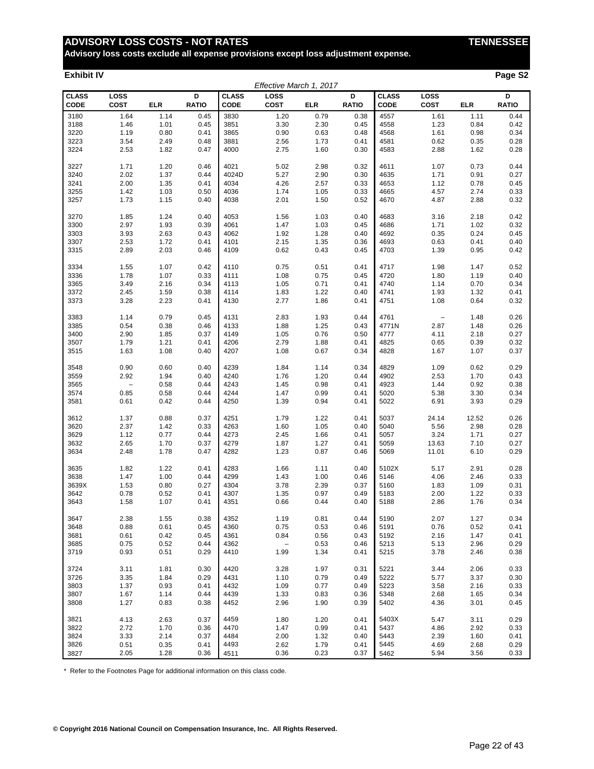**ADVISORY LOSS COSTS - NOT RATES** **TENNESSEE**

**Advisory loss costs exclude all expense provisions except loss adjustment expense.**

**Exhibit IV** **Page S2**

*Effective March 1, 2017*

| CLASS CODE | LOSS COST | ELR | D RATIO | CLASS CODE | LOSS COST | ELR | D RATIO | CLASS CODE | LOSS COST | ELR | D RATIO |
|---|---|---|---|---|---|---|---|---|---|---|---|
| 3180 | 1.64 | 1.14 | 0.45 | 3830 | 1.20 | 0.79 | 0.38 | 4557 | 1.61 | 1.11 | 0.44 |
| 3188 | 1.46 | 1.01 | 0.45 | 3851 | 3.30 | 2.30 | 0.45 | 4558 | 1.23 | 0.84 | 0.42 |
| 3220 | 1.19 | 0.80 | 0.41 | 3865 | 0.90 | 0.63 | 0.48 | 4568 | 1.61 | 0.98 | 0.34 |
| 3223 | 3.54 | 2.49 | 0.48 | 3881 | 2.56 | 1.73 | 0.41 | 4581 | 0.62 | 0.35 | 0.28 |
| 3224 | 2.53 | 1.82 | 0.47 | 4000 | 2.75 | 1.60 | 0.30 | 4583 | 2.88 | 1.62 | 0.28 |
| 3227 | 1.71 | 1.20 | 0.46 | 4021 | 5.02 | 2.98 | 0.32 | 4611 | 1.07 | 0.73 | 0.44 |
| 3240 | 2.02 | 1.37 | 0.44 | 4024D | 5.27 | 2.90 | 0.30 | 4635 | 1.71 | 0.91 | 0.27 |
| 3241 | 2.00 | 1.35 | 0.41 | 4034 | 4.26 | 2.57 | 0.33 | 4653 | 1.12 | 0.78 | 0.45 |
| 3255 | 1.42 | 1.03 | 0.50 | 4036 | 1.74 | 1.05 | 0.33 | 4665 | 4.57 | 2.74 | 0.33 |
| 3257 | 1.73 | 1.15 | 0.40 | 4038 | 2.01 | 1.50 | 0.52 | 4670 | 4.87 | 2.88 | 0.32 |
| 3270 | 1.85 | 1.24 | 0.40 | 4053 | 1.56 | 1.03 | 0.40 | 4683 | 3.16 | 2.18 | 0.42 |
| 3300 | 2.97 | 1.93 | 0.39 | 4061 | 1.47 | 1.03 | 0.45 | 4686 | 1.71 | 1.02 | 0.32 |
| 3303 | 3.93 | 2.63 | 0.43 | 4062 | 1.92 | 1.28 | 0.40 | 4692 | 0.35 | 0.24 | 0.45 |
| 3307 | 2.53 | 1.72 | 0.41 | 4101 | 2.15 | 1.35 | 0.36 | 4693 | 0.63 | 0.41 | 0.40 |
| 3315 | 2.89 | 2.03 | 0.46 | 4109 | 0.62 | 0.43 | 0.45 | 4703 | 1.39 | 0.95 | 0.42 |
| 3334 | 1.55 | 1.07 | 0.42 | 4110 | 0.75 | 0.51 | 0.41 | 4717 | 1.98 | 1.47 | 0.52 |
| 3336 | 1.78 | 1.07 | 0.33 | 4111 | 1.08 | 0.75 | 0.45 | 4720 | 1.80 | 1.19 | 0.40 |
| 3365 | 3.49 | 2.16 | 0.34 | 4113 | 1.05 | 0.71 | 0.41 | 4740 | 1.14 | 0.70 | 0.34 |
| 3372 | 2.45 | 1.59 | 0.38 | 4114 | 1.83 | 1.22 | 0.40 | 4741 | 1.93 | 1.32 | 0.41 |
| 3373 | 3.28 | 2.23 | 0.41 | 4130 | 2.77 | 1.86 | 0.41 | 4751 | 1.08 | 0.64 | 0.32 |
| 3383 | 1.14 | 0.79 | 0.45 | 4131 | 2.83 | 1.93 | 0.44 | 4761 | – | 1.48 | 0.26 |
| 3385 | 0.54 | 0.38 | 0.46 | 4133 | 1.88 | 1.25 | 0.43 | 4771N | 2.87 | 1.48 | 0.26 |
| 3400 | 2.90 | 1.85 | 0.37 | 4149 | 1.05 | 0.76 | 0.50 | 4777 | 4.11 | 2.18 | 0.27 |
| 3507 | 1.79 | 1.21 | 0.41 | 4206 | 2.79 | 1.88 | 0.41 | 4825 | 0.65 | 0.39 | 0.32 |
| 3515 | 1.63 | 1.08 | 0.40 | 4207 | 1.08 | 0.67 | 0.34 | 4828 | 1.67 | 1.07 | 0.37 |
| 3548 | 0.90 | 0.60 | 0.40 | 4239 | 1.84 | 1.14 | 0.34 | 4829 | 1.09 | 0.62 | 0.29 |
| 3559 | 2.92 | 1.94 | 0.40 | 4240 | 1.76 | 1.20 | 0.44 | 4902 | 2.53 | 1.70 | 0.43 |
| 3565 | – | 0.58 | 0.44 | 4243 | 1.45 | 0.98 | 0.41 | 4923 | 1.44 | 0.92 | 0.38 |
| 3574 | 0.85 | 0.58 | 0.44 | 4244 | 1.47 | 0.99 | 0.41 | 5020 | 5.38 | 3.30 | 0.34 |
| 3581 | 0.61 | 0.42 | 0.44 | 4250 | 1.39 | 0.94 | 0.41 | 5022 | 6.91 | 3.93 | 0.29 |
| 3612 | 1.37 | 0.88 | 0.37 | 4251 | 1.79 | 1.22 | 0.41 | 5037 | 24.14 | 12.52 | 0.26 |
| 3620 | 2.37 | 1.42 | 0.33 | 4263 | 1.60 | 1.05 | 0.40 | 5040 | 5.56 | 2.98 | 0.28 |
| 3629 | 1.12 | 0.77 | 0.44 | 4273 | 2.45 | 1.66 | 0.41 | 5057 | 3.24 | 1.71 | 0.27 |
| 3632 | 2.65 | 1.70 | 0.37 | 4279 | 1.87 | 1.27 | 0.41 | 5059 | 13.63 | 7.10 | 0.27 |
| 3634 | 2.48 | 1.78 | 0.47 | 4282 | 1.23 | 0.87 | 0.46 | 5069 | 11.01 | 6.10 | 0.29 |
| 3635 | 1.82 | 1.22 | 0.41 | 4283 | 1.66 | 1.11 | 0.40 | 5102X | 5.17 | 2.91 | 0.28 |
| 3638 | 1.47 | 1.00 | 0.44 | 4299 | 1.43 | 1.00 | 0.46 | 5146 | 4.06 | 2.46 | 0.33 |
| 3639X | 1.53 | 0.80 | 0.27 | 4304 | 3.78 | 2.39 | 0.37 | 5160 | 1.83 | 1.09 | 0.31 |
| 3642 | 0.78 | 0.52 | 0.41 | 4307 | 1.35 | 0.97 | 0.49 | 5183 | 2.00 | 1.22 | 0.33 |
| 3643 | 1.58 | 1.07 | 0.41 | 4351 | 0.66 | 0.44 | 0.40 | 5188 | 2.86 | 1.76 | 0.34 |
| 3647 | 2.38 | 1.55 | 0.38 | 4352 | 1.19 | 0.81 | 0.44 | 5190 | 2.07 | 1.27 | 0.34 |
| 3648 | 0.88 | 0.61 | 0.45 | 4360 | 0.75 | 0.53 | 0.46 | 5191 | 0.76 | 0.52 | 0.41 |
| 3681 | 0.61 | 0.42 | 0.45 | 4361 | 0.84 | 0.56 | 0.43 | 5192 | 2.16 | 1.47 | 0.41 |
| 3685 | 0.75 | 0.52 | 0.44 | 4362 | – | 0.53 | 0.46 | 5213 | 5.13 | 2.96 | 0.29 |
| 3719 | 0.93 | 0.51 | 0.29 | 4410 | 1.99 | 1.34 | 0.41 | 5215 | 3.78 | 2.46 | 0.38 |
| 3724 | 3.11 | 1.81 | 0.30 | 4420 | 3.28 | 1.97 | 0.31 | 5221 | 3.44 | 2.06 | 0.33 |
| 3726 | 3.35 | 1.84 | 0.29 | 4431 | 1.10 | 0.79 | 0.49 | 5222 | 5.77 | 3.37 | 0.30 |
| 3803 | 1.37 | 0.93 | 0.41 | 4432 | 1.09 | 0.77 | 0.49 | 5223 | 3.58 | 2.16 | 0.33 |
| 3807 | 1.67 | 1.14 | 0.44 | 4439 | 1.33 | 0.83 | 0.36 | 5348 | 2.68 | 1.65 | 0.34 |
| 3808 | 1.27 | 0.83 | 0.38 | 4452 | 2.96 | 1.90 | 0.39 | 5402 | 4.36 | 3.01 | 0.45 |
| 3821 | 4.13 | 2.63 | 0.37 | 4459 | 1.80 | 1.20 | 0.41 | 5403X | 5.47 | 3.11 | 0.29 |
| 3822 | 2.72 | 1.70 | 0.36 | 4470 | 1.47 | 0.99 | 0.41 | 5437 | 4.86 | 2.92 | 0.33 |
| 3824 | 3.33 | 2.14 | 0.37 | 4484 | 2.00 | 1.32 | 0.40 | 5443 | 2.39 | 1.60 | 0.41 |
| 3826 | 0.51 | 0.35 | 0.41 | 4493 | 2.62 | 1.79 | 0.41 | 5445 | 4.69 | 2.68 | 0.29 |
| 3827 | 2.05 | 1.28 | 0.36 | 4511 | 0.36 | 0.23 | 0.37 | 5462 | 5.94 | 3.56 | 0.33 |

\* Refer to the Footnotes Page for additional information on this class code.

**© Copyright 2016 National Council on Compensation Insurance, Inc. All Rights Reserved.**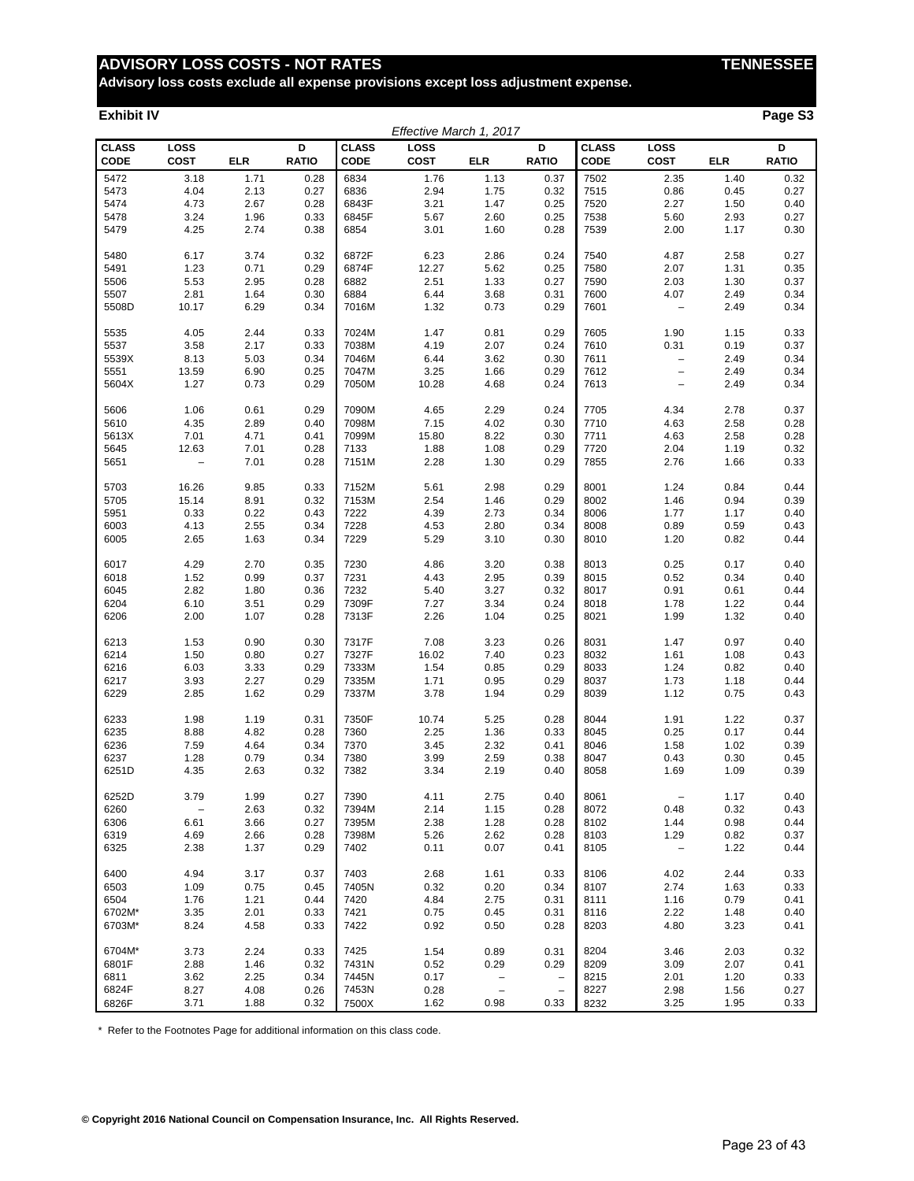# ADVISORY LOSS COSTS - NOT RATES — TENNESSEE

**Advisory loss costs exclude all expense provisions except loss adjustment expense.**

**Exhibit IV** — **Page S3**

*Effective March 1, 2017*

| CLASS CODE | LOSS COST | ELR | D RATIO | CLASS CODE | LOSS COST | ELR | D RATIO | CLASS CODE | LOSS COST | ELR | D RATIO |
|---|---|---|---|---|---|---|---|---|---|---|---|
| 5472 | 3.18 | 1.71 | 0.28 | 6834 | 1.76 | 1.13 | 0.37 | 7502 | 2.35 | 1.40 | 0.32 |
| 5473 | 4.04 | 2.13 | 0.27 | 6836 | 2.94 | 1.75 | 0.32 | 7515 | 0.86 | 0.45 | 0.27 |
| 5474 | 4.73 | 2.67 | 0.28 | 6843F | 3.21 | 1.47 | 0.25 | 7520 | 2.27 | 1.50 | 0.40 |
| 5478 | 3.24 | 1.96 | 0.33 | 6845F | 5.67 | 2.60 | 0.25 | 7538 | 5.60 | 2.93 | 0.27 |
| 5479 | 4.25 | 2.74 | 0.38 | 6854 | 3.01 | 1.60 | 0.28 | 7539 | 2.00 | 1.17 | 0.30 |
| 5480 | 6.17 | 3.74 | 0.32 | 6872F | 6.23 | 2.86 | 0.24 | 7540 | 4.87 | 2.58 | 0.27 |
| 5491 | 1.23 | 0.71 | 0.29 | 6874F | 12.27 | 5.62 | 0.25 | 7580 | 2.07 | 1.31 | 0.35 |
| 5506 | 5.53 | 2.95 | 0.28 | 6882 | 2.51 | 1.33 | 0.27 | 7590 | 2.03 | 1.30 | 0.37 |
| 5507 | 2.81 | 1.64 | 0.30 | 6884 | 6.44 | 3.68 | 0.31 | 7600 | 4.07 | 2.49 | 0.34 |
| 5508D | 10.17 | 6.29 | 0.34 | 7016M | 1.32 | 0.73 | 0.29 | 7601 | – | 2.49 | 0.34 |
| 5535 | 4.05 | 2.44 | 0.33 | 7024M | 1.47 | 0.81 | 0.29 | 7605 | 1.90 | 1.15 | 0.33 |
| 5537 | 3.58 | 2.17 | 0.33 | 7038M | 4.19 | 2.07 | 0.24 | 7610 | 0.31 | 0.19 | 0.37 |
| 5539X | 8.13 | 5.03 | 0.34 | 7046M | 6.44 | 3.62 | 0.30 | 7611 | – | 2.49 | 0.34 |
| 5551 | 13.59 | 6.90 | 0.25 | 7047M | 3.25 | 1.66 | 0.29 | 7612 | – | 2.49 | 0.34 |
| 5604X | 1.27 | 0.73 | 0.29 | 7050M | 10.28 | 4.68 | 0.24 | 7613 | – | 2.49 | 0.34 |
| 5606 | 1.06 | 0.61 | 0.29 | 7090M | 4.65 | 2.29 | 0.24 | 7705 | 4.34 | 2.78 | 0.37 |
| 5610 | 4.35 | 2.89 | 0.40 | 7098M | 7.15 | 4.02 | 0.30 | 7710 | 4.63 | 2.58 | 0.28 |
| 5613X | 7.01 | 4.71 | 0.41 | 7099M | 15.80 | 8.22 | 0.30 | 7711 | 4.63 | 2.58 | 0.28 |
| 5645 | 12.63 | 7.01 | 0.28 | 7133 | 1.88 | 1.08 | 0.29 | 7720 | 2.04 | 1.19 | 0.32 |
| 5651 | – | 7.01 | 0.28 | 7151M | 2.28 | 1.30 | 0.29 | 7855 | 2.76 | 1.66 | 0.33 |
| 5703 | 16.26 | 9.85 | 0.33 | 7152M | 5.61 | 2.98 | 0.29 | 8001 | 1.24 | 0.84 | 0.44 |
| 5705 | 15.14 | 8.91 | 0.32 | 7153M | 2.54 | 1.46 | 0.29 | 8002 | 1.46 | 0.94 | 0.39 |
| 5951 | 0.33 | 0.22 | 0.43 | 7222 | 4.39 | 2.73 | 0.34 | 8006 | 1.77 | 1.17 | 0.40 |
| 6003 | 4.13 | 2.55 | 0.34 | 7228 | 4.53 | 2.80 | 0.34 | 8008 | 0.89 | 0.59 | 0.43 |
| 6005 | 2.65 | 1.63 | 0.34 | 7229 | 5.29 | 3.10 | 0.30 | 8010 | 1.20 | 0.82 | 0.44 |
| 6017 | 4.29 | 2.70 | 0.35 | 7230 | 4.86 | 3.20 | 0.38 | 8013 | 0.25 | 0.17 | 0.40 |
| 6018 | 1.52 | 0.99 | 0.37 | 7231 | 4.43 | 2.95 | 0.39 | 8015 | 0.52 | 0.34 | 0.40 |
| 6045 | 2.82 | 1.80 | 0.36 | 7232 | 5.40 | 3.27 | 0.32 | 8017 | 0.91 | 0.61 | 0.44 |
| 6204 | 6.10 | 3.51 | 0.29 | 7309F | 7.27 | 3.34 | 0.24 | 8018 | 1.78 | 1.22 | 0.44 |
| 6206 | 2.00 | 1.07 | 0.28 | 7313F | 2.26 | 1.04 | 0.25 | 8021 | 1.99 | 1.32 | 0.40 |
| 6213 | 1.53 | 0.90 | 0.30 | 7317F | 7.08 | 3.23 | 0.26 | 8031 | 1.47 | 0.97 | 0.40 |
| 6214 | 1.50 | 0.80 | 0.27 | 7327F | 16.02 | 7.40 | 0.23 | 8032 | 1.61 | 1.08 | 0.43 |
| 6216 | 6.03 | 3.33 | 0.29 | 7333M | 1.54 | 0.85 | 0.29 | 8033 | 1.24 | 0.82 | 0.40 |
| 6217 | 3.93 | 2.27 | 0.29 | 7335M | 1.71 | 0.95 | 0.29 | 8037 | 1.73 | 1.18 | 0.44 |
| 6229 | 2.85 | 1.62 | 0.29 | 7337M | 3.78 | 1.94 | 0.29 | 8039 | 1.12 | 0.75 | 0.43 |
| 6233 | 1.98 | 1.19 | 0.31 | 7350F | 10.74 | 5.25 | 0.28 | 8044 | 1.91 | 1.22 | 0.37 |
| 6235 | 8.88 | 4.82 | 0.28 | 7360 | 2.25 | 1.36 | 0.33 | 8045 | 0.25 | 0.17 | 0.44 |
| 6236 | 7.59 | 4.64 | 0.34 | 7370 | 3.45 | 2.32 | 0.41 | 8046 | 1.58 | 1.02 | 0.39 |
| 6237 | 1.28 | 0.79 | 0.34 | 7380 | 3.99 | 2.59 | 0.38 | 8047 | 0.43 | 0.30 | 0.45 |
| 6251D | 4.35 | 2.63 | 0.32 | 7382 | 3.34 | 2.19 | 0.40 | 8058 | 1.69 | 1.09 | 0.39 |
| 6252D | 3.79 | 1.99 | 0.27 | 7390 | 4.11 | 2.75 | 0.40 | 8061 | – | 1.17 | 0.40 |
| 6260 | – | 2.63 | 0.32 | 7394M | 2.14 | 1.15 | 0.28 | 8072 | 0.48 | 0.32 | 0.43 |
| 6306 | 6.61 | 3.66 | 0.27 | 7395M | 2.38 | 1.28 | 0.28 | 8102 | 1.44 | 0.98 | 0.44 |
| 6319 | 4.69 | 2.66 | 0.28 | 7398M | 5.26 | 2.62 | 0.28 | 8103 | 1.29 | 0.82 | 0.37 |
| 6325 | 2.38 | 1.37 | 0.29 | 7402 | 0.11 | 0.07 | 0.41 | 8105 | – | 1.22 | 0.44 |
| 6400 | 4.94 | 3.17 | 0.37 | 7403 | 2.68 | 1.61 | 0.33 | 8106 | 4.02 | 2.44 | 0.33 |
| 6503 | 1.09 | 0.75 | 0.45 | 7405N | 0.32 | 0.20 | 0.34 | 8107 | 2.74 | 1.63 | 0.33 |
| 6504 | 1.76 | 1.21 | 0.44 | 7420 | 4.84 | 2.75 | 0.31 | 8111 | 1.16 | 0.79 | 0.41 |
| 6702M* | 3.35 | 2.01 | 0.33 | 7421 | 0.75 | 0.45 | 0.31 | 8116 | 2.22 | 1.48 | 0.40 |
| 6703M* | 8.24 | 4.58 | 0.33 | 7422 | 0.92 | 0.50 | 0.28 | 8203 | 4.80 | 3.23 | 0.41 |
| 6704M* | 3.73 | 2.24 | 0.33 | 7425 | 1.54 | 0.89 | 0.31 | 8204 | 3.46 | 2.03 | 0.32 |
| 6801F | 2.88 | 1.46 | 0.32 | 7431N | 0.52 | 0.29 | 0.29 | 8209 | 3.09 | 2.07 | 0.41 |
| 6811 | 3.62 | 2.25 | 0.34 | 7445N | 0.17 | – | – | 8215 | 2.01 | 1.20 | 0.33 |
| 6824F | 8.27 | 4.08 | 0.26 | 7453N | 0.28 | – | – | 8227 | 2.98 | 1.56 | 0.27 |
| 6826F | 3.71 | 1.88 | 0.32 | 7500X | 1.62 | 0.98 | 0.33 | 8232 | 3.25 | 1.95 | 0.33 |

\* Refer to the Footnotes Page for additional information on this class code.

**© Copyright 2016 National Council on Compensation Insurance, Inc. All Rights Reserved.**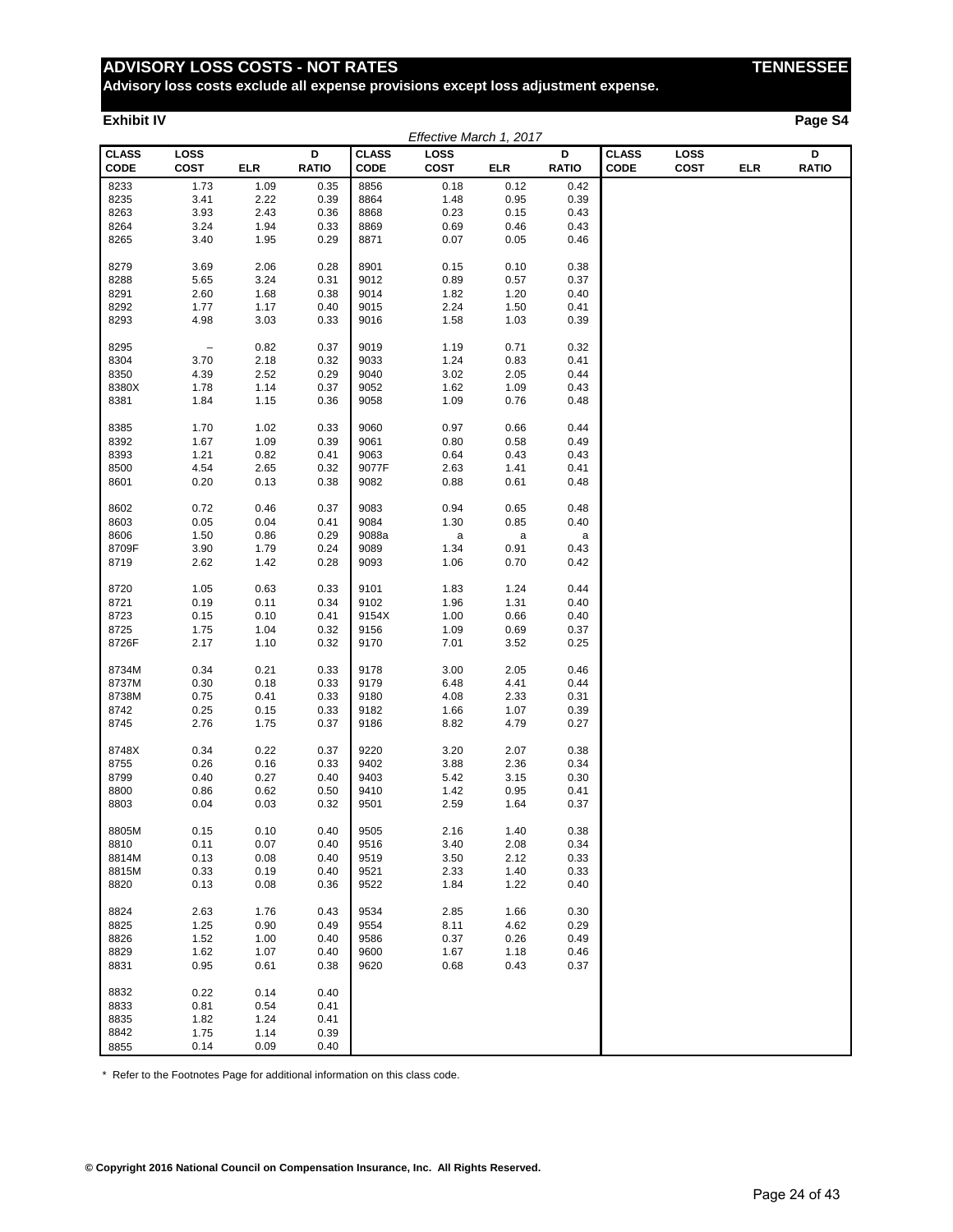# ADVISORY LOSS COSTS - NOT RATES — TENNESSEE

**Advisory loss costs exclude all expense provisions except loss adjustment expense.**

**Exhibit IV** — **Page S4**

*Effective March 1, 2017*

| CLASS CODE | LOSS COST | ELR | D RATIO | CLASS CODE | LOSS COST | ELR | D RATIO | CLASS CODE | LOSS COST | ELR | D RATIO |
|---|---|---|---|---|---|---|---|---|---|---|---|
| 8233 | 1.73 | 1.09 | 0.35 | 8856 | 0.18 | 0.12 | 0.42 | | | | |
| 8235 | 3.41 | 2.22 | 0.39 | 8864 | 1.48 | 0.95 | 0.39 | | | | |
| 8263 | 3.93 | 2.43 | 0.36 | 8868 | 0.23 | 0.15 | 0.43 | | | | |
| 8264 | 3.24 | 1.94 | 0.33 | 8869 | 0.69 | 0.46 | 0.43 | | | | |
| 8265 | 3.40 | 1.95 | 0.29 | 8871 | 0.07 | 0.05 | 0.46 | | | | |
| 8279 | 3.69 | 2.06 | 0.28 | 8901 | 0.15 | 0.10 | 0.38 | | | | |
| 8288 | 5.65 | 3.24 | 0.31 | 9012 | 0.89 | 0.57 | 0.37 | | | | |
| 8291 | 2.60 | 1.68 | 0.38 | 9014 | 1.82 | 1.20 | 0.40 | | | | |
| 8292 | 1.77 | 1.17 | 0.40 | 9015 | 2.24 | 1.50 | 0.41 | | | | |
| 8293 | 4.98 | 3.03 | 0.33 | 9016 | 1.58 | 1.03 | 0.39 | | | | |
| 8295 | – | 0.82 | 0.37 | 9019 | 1.19 | 0.71 | 0.32 | | | | |
| 8304 | 3.70 | 2.18 | 0.32 | 9033 | 1.24 | 0.83 | 0.41 | | | | |
| 8350 | 4.39 | 2.52 | 0.29 | 9040 | 3.02 | 2.05 | 0.44 | | | | |
| 8380X | 1.78 | 1.14 | 0.37 | 9052 | 1.62 | 1.09 | 0.43 | | | | |
| 8381 | 1.84 | 1.15 | 0.36 | 9058 | 1.09 | 0.76 | 0.48 | | | | |
| 8385 | 1.70 | 1.02 | 0.33 | 9060 | 0.97 | 0.66 | 0.44 | | | | |
| 8392 | 1.67 | 1.09 | 0.39 | 9061 | 0.80 | 0.58 | 0.49 | | | | |
| 8393 | 1.21 | 0.82 | 0.41 | 9063 | 0.64 | 0.43 | 0.43 | | | | |
| 8500 | 4.54 | 2.65 | 0.32 | 9077F | 2.63 | 1.41 | 0.41 | | | | |
| 8601 | 0.20 | 0.13 | 0.38 | 9082 | 0.88 | 0.61 | 0.48 | | | | |
| 8602 | 0.72 | 0.46 | 0.37 | 9083 | 0.94 | 0.65 | 0.48 | | | | |
| 8603 | 0.05 | 0.04 | 0.41 | 9084 | 1.30 | 0.85 | 0.40 | | | | |
| 8606 | 1.50 | 0.86 | 0.29 | 9088a | a | a | a | | | | |
| 8709F | 3.90 | 1.79 | 0.24 | 9089 | 1.34 | 0.91 | 0.43 | | | | |
| 8719 | 2.62 | 1.42 | 0.28 | 9093 | 1.06 | 0.70 | 0.42 | | | | |
| 8720 | 1.05 | 0.63 | 0.33 | 9101 | 1.83 | 1.24 | 0.44 | | | | |
| 8721 | 0.19 | 0.11 | 0.34 | 9102 | 1.96 | 1.31 | 0.40 | | | | |
| 8723 | 0.15 | 0.10 | 0.41 | 9154X | 1.00 | 0.66 | 0.40 | | | | |
| 8725 | 1.75 | 1.04 | 0.32 | 9156 | 1.09 | 0.69 | 0.37 | | | | |
| 8726F | 2.17 | 1.10 | 0.32 | 9170 | 7.01 | 3.52 | 0.25 | | | | |
| 8734M | 0.34 | 0.21 | 0.33 | 9178 | 3.00 | 2.05 | 0.46 | | | | |
| 8737M | 0.30 | 0.18 | 0.33 | 9179 | 6.48 | 4.41 | 0.44 | | | | |
| 8738M | 0.75 | 0.41 | 0.33 | 9180 | 4.08 | 2.33 | 0.31 | | | | |
| 8742 | 0.25 | 0.15 | 0.33 | 9182 | 1.66 | 1.07 | 0.39 | | | | |
| 8745 | 2.76 | 1.75 | 0.37 | 9186 | 8.82 | 4.79 | 0.27 | | | | |
| 8748X | 0.34 | 0.22 | 0.37 | 9220 | 3.20 | 2.07 | 0.38 | | | | |
| 8755 | 0.26 | 0.16 | 0.33 | 9402 | 3.88 | 2.36 | 0.34 | | | | |
| 8799 | 0.40 | 0.27 | 0.40 | 9403 | 5.42 | 3.15 | 0.30 | | | | |
| 8800 | 0.86 | 0.62 | 0.50 | 9410 | 1.42 | 0.95 | 0.41 | | | | |
| 8803 | 0.04 | 0.03 | 0.32 | 9501 | 2.59 | 1.64 | 0.37 | | | | |
| 8805M | 0.15 | 0.10 | 0.40 | 9505 | 2.16 | 1.40 | 0.38 | | | | |
| 8810 | 0.11 | 0.07 | 0.40 | 9516 | 3.40 | 2.08 | 0.34 | | | | |
| 8814M | 0.13 | 0.08 | 0.40 | 9519 | 3.50 | 2.12 | 0.33 | | | | |
| 8815M | 0.33 | 0.19 | 0.40 | 9521 | 2.33 | 1.40 | 0.33 | | | | |
| 8820 | 0.13 | 0.08 | 0.36 | 9522 | 1.84 | 1.22 | 0.40 | | | | |
| 8824 | 2.63 | 1.76 | 0.43 | 9534 | 2.85 | 1.66 | 0.30 | | | | |
| 8825 | 1.25 | 0.90 | 0.49 | 9554 | 8.11 | 4.62 | 0.29 | | | | |
| 8826 | 1.52 | 1.00 | 0.40 | 9586 | 0.37 | 0.26 | 0.49 | | | | |
| 8829 | 1.62 | 1.07 | 0.40 | 9600 | 1.67 | 1.18 | 0.46 | | | | |
| 8831 | 0.95 | 0.61 | 0.38 | 9620 | 0.68 | 0.43 | 0.37 | | | | |
| 8832 | 0.22 | 0.14 | 0.40 | | | | | | | | |
| 8833 | 0.81 | 0.54 | 0.41 | | | | | | | | |
| 8835 | 1.82 | 1.24 | 0.41 | | | | | | | | |
| 8842 | 1.75 | 1.14 | 0.39 | | | | | | | | |
| 8855 | 0.14 | 0.09 | 0.40 | | | | | | | | |

\* Refer to the Footnotes Page for additional information on this class code.

**© Copyright 2016 National Council on Compensation Insurance, Inc. All Rights Reserved.**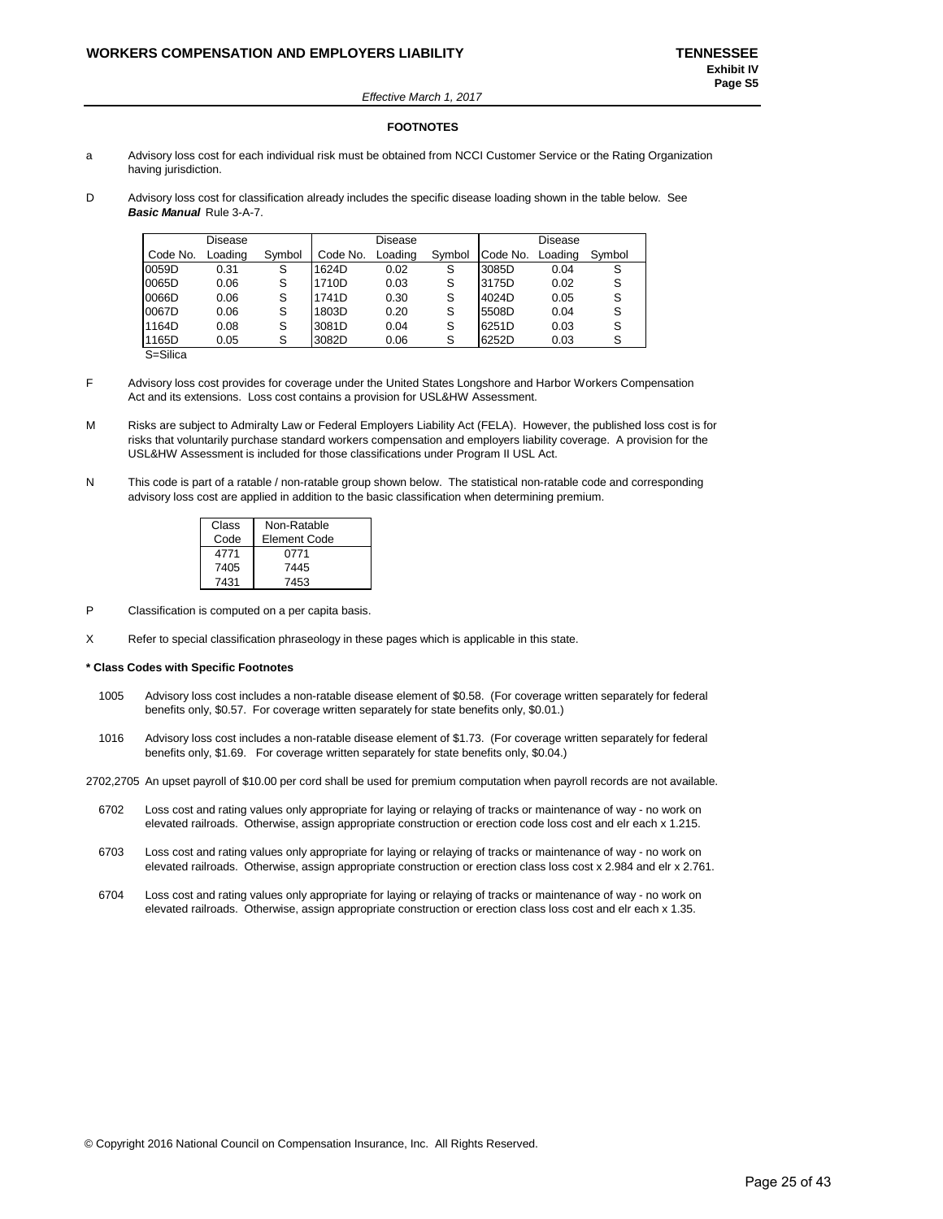# FOOTNOTES

a Advisory loss cost for each individual risk must be obtained from NCCI Customer Service or the Rating Organization having jurisdiction.

D Advisory loss cost for classification already includes the specific disease loading shown in the table below. See ***Basic Manual*** Rule 3-A-7.

| Code No. | Disease Loading | Symbol | Code No. | Disease Loading | Symbol | Code No. | Disease Loading | Symbol |
|---|---|---|---|---|---|---|---|---|
| 0059D | 0.31 | S | 1624D | 0.02 | S | 3085D | 0.04 | S |
| 0065D | 0.06 | S | 1710D | 0.03 | S | 3175D | 0.02 | S |
| 0066D | 0.06 | S | 1741D | 0.30 | S | 4024D | 0.05 | S |
| 0067D | 0.06 | S | 1803D | 0.20 | S | 5508D | 0.04 | S |
| 1164D | 0.08 | S | 3081D | 0.04 | S | 6251D | 0.03 | S |
| 1165D | 0.05 | S | 3082D | 0.06 | S | 6252D | 0.03 | S |

S=Silica

F Advisory loss cost provides for coverage under the United States Longshore and Harbor Workers Compensation Act and its extensions. Loss cost contains a provision for USL&HW Assessment.

M Risks are subject to Admiralty Law or Federal Employers Liability Act (FELA). However, the published loss cost is for risks that voluntarily purchase standard workers compensation and employers liability coverage. A provision for the USL&HW Assessment is included for those classifications under Program II USL Act.

N This code is part of a ratable / non-ratable group shown below. The statistical non-ratable code and corresponding advisory loss cost are applied in addition to the basic classification when determining premium.

| Class Code | Non-Ratable Element Code |
|---|---|
| 4771 | 0771 |
| 7405 | 7445 |
| 7431 | 7453 |

P Classification is computed on a per capita basis.

X Refer to special classification phraseology in these pages which is applicable in this state.

**\* Class Codes with Specific Footnotes**

1005 Advisory loss cost includes a non-ratable disease element of $0.58. (For coverage written separately for federal benefits only, $0.57. For coverage written separately for state benefits only, $0.01.)

1016 Advisory loss cost includes a non-ratable disease element of $1.73. (For coverage written separately for federal benefits only, $1.69. For coverage written separately for state benefits only, $0.04.)

2702,2705 An upset payroll of $10.00 per cord shall be used for premium computation when payroll records are not available.

6702 Loss cost and rating values only appropriate for laying or relaying of tracks or maintenance of way - no work on elevated railroads. Otherwise, assign appropriate construction or erection code loss cost and elr each x 1.215.

6703 Loss cost and rating values only appropriate for laying or relaying of tracks or maintenance of way - no work on elevated railroads. Otherwise, assign appropriate construction or erection class loss cost x 2.984 and elr x 2.761.

6704 Loss cost and rating values only appropriate for laying or relaying of tracks or maintenance of way - no work on elevated railroads. Otherwise, assign appropriate construction or erection class loss cost and elr each x 1.35.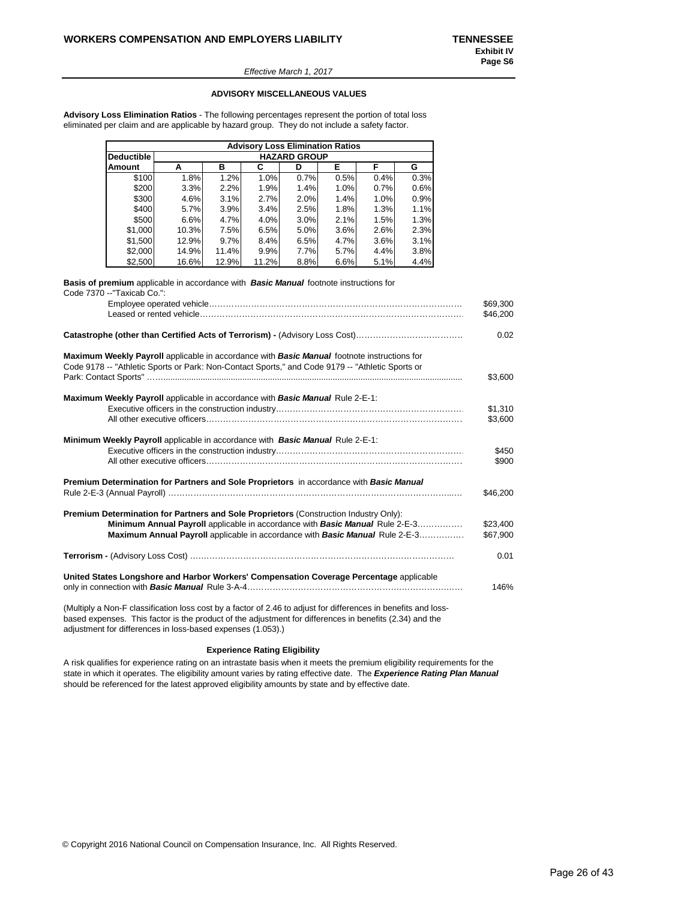**WORKERS COMPENSATION AND EMPLOYERS LIABILITY** **TENNESSEE**
**Exhibit IV**
**Page S6**

*Effective March 1, 2017*

#### ADVISORY MISCELLANEOUS VALUES

**Advisory Loss Elimination Ratios** - The following percentages represent the portion of total loss eliminated per claim and are applicable by hazard group. They do not include a safety factor.

| Advisory Loss Elimination Ratios | | | | | | | |
|---|---|---|---|---|---|---|---|
| **Deductible** | **HAZARD GROUP** | | | | | | |
| **Amount** | **A** | **B** | **C** | **D** | **E** | **F** | **G** |
| \$100 | 1.8% | 1.2% | 1.0% | 0.7% | 0.5% | 0.4% | 0.3% |
| \$200 | 3.3% | 2.2% | 1.9% | 1.4% | 1.0% | 0.7% | 0.6% |
| \$300 | 4.6% | 3.1% | 2.7% | 2.0% | 1.4% | 1.0% | 0.9% |
| \$400 | 5.7% | 3.9% | 3.4% | 2.5% | 1.8% | 1.3% | 1.1% |
| \$500 | 6.6% | 4.7% | 4.0% | 3.0% | 2.1% | 1.5% | 1.3% |
| \$1,000 | 10.3% | 7.5% | 6.5% | 5.0% | 3.6% | 2.6% | 2.3% |
| \$1,500 | 12.9% | 9.7% | 8.4% | 6.5% | 4.7% | 3.6% | 3.1% |
| \$2,000 | 14.9% | 11.4% | 9.9% | 7.7% | 5.7% | 4.4% | 3.8% |
| \$2,500 | 16.6% | 12.9% | 11.2% | 8.8% | 6.6% | 5.1% | 4.4% |

**Basis of premium** applicable in accordance with ***Basic Manual*** footnote instructions for Code 7370 --"Taxicab Co.":

Employee operated vehicle………………………………………………………………………… \$69,300
Leased or rented vehicle……………………………………………………………………………… \$46,200

**Catastrophe (other than Certified Acts of Terrorism) -** (Advisory Loss Cost)……………………………… 0.02

**Maximum Weekly Payroll** applicable in accordance with ***Basic Manual*** footnote instructions for Code 9178 -- "Athletic Sports or Park: Non-Contact Sports," and Code 9179 -- "Athletic Sports or Park: Contact Sports" ……………… \$3,600

**Maximum Weekly Payroll** applicable in accordance with ***Basic Manual*** Rule 2-E-1:

Executive officers in the construction industry…………………………………………………… \$1,310
All other executive officers………………………………………………………………………… \$3,600

**Minimum Weekly Payroll** applicable in accordance with ***Basic Manual*** Rule 2-E-1:

Executive officers in the construction industry…………………………………………………… \$450
All other executive officers………………………………………………………………………… \$900

**Premium Determination for Partners and Sole Proprietors** in accordance with ***Basic Manual*** Rule 2-E-3 (Annual Payroll) ………………………………………………………………………………… \$46,200

**Premium Determination for Partners and Sole Proprietors** (Construction Industry Only):

**Minimum Annual Payroll** applicable in accordance with ***Basic Manual*** Rule 2-E-3……………… \$23,400
**Maximum Annual Payroll** applicable in accordance with ***Basic Manual*** Rule 2-E-3……………… \$67,900

**Terrorism -** (Advisory Loss Cost) ………………………………………………………………………… 0.01

**United States Longshore and Harbor Workers' Compensation Coverage Percentage** applicable only in connection with ***Basic Manual*** Rule 3-A-4………………………………………………………… 146%

(Multiply a Non-F classification loss cost by a factor of 2.46 to adjust for differences in benefits and loss-based expenses. This factor is the product of the adjustment for differences in benefits (2.34) and the adjustment for differences in loss-based expenses (1.053).)

#### Experience Rating Eligibility

A risk qualifies for experience rating on an intrastate basis when it meets the premium eligibility requirements for the state in which it operates. The eligibility amount varies by rating effective date. The ***Experience Rating Plan Manual*** should be referenced for the latest approved eligibility amounts by state and by effective date.

© Copyright 2016 National Council on Compensation Insurance, Inc. All Rights Reserved.